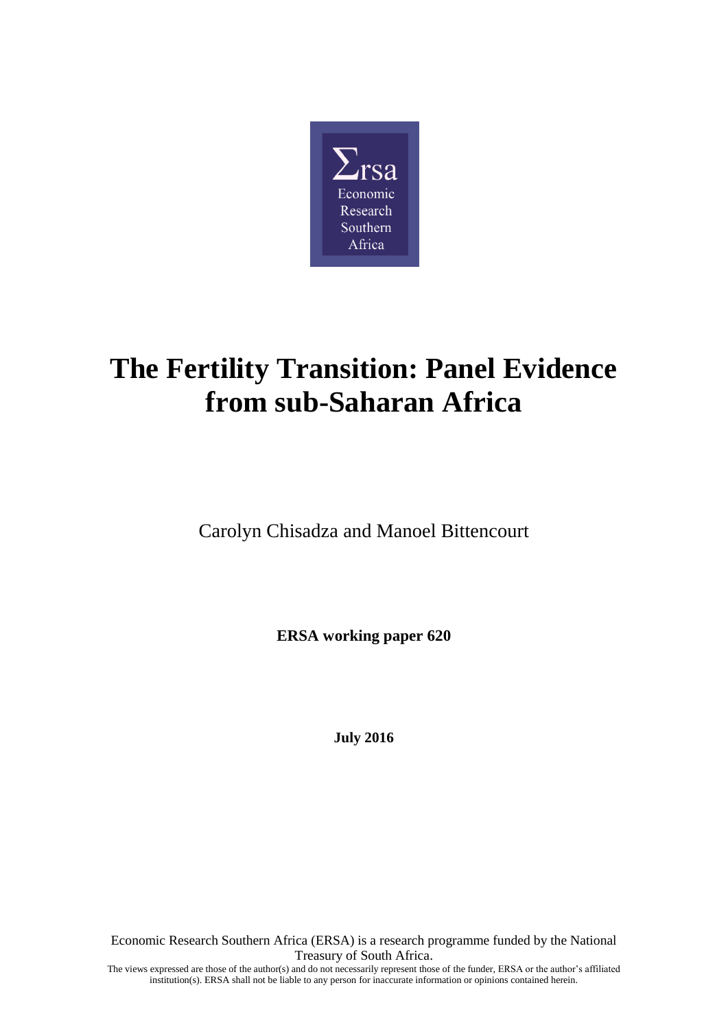# The Fertility Transition: Panel Evidence from sub-Saharan Africa

Carolyn Chisadza and Manoel Bittencourt

**ERSA working paper 620**

**July 2016**

Economic Research Southern Africa (ERSA) is a research programme funded by the National Treasury of South Africa.

The views expressed are those of the author(s) and do not necessarily represent those of the funder, ERSA or the author's affiliated institution(s). ERSA shall not be liable to any person for inaccurate information or opinions contained herein.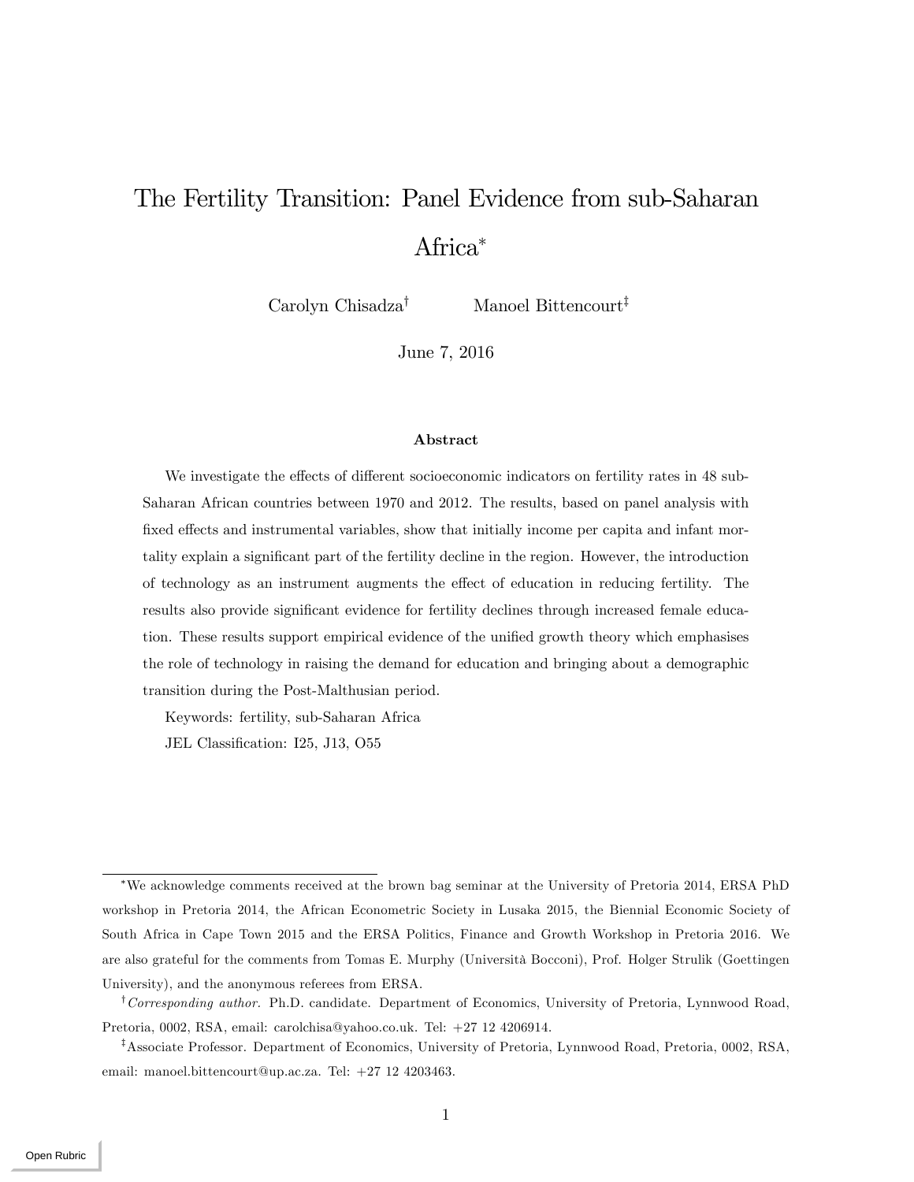# The Fertility Transition: Panel Evidence from sub-Saharan Africa[*]

Carolyn Chisadza[†] Manoel Bittencourt[‡]

June 7, 2016

## Abstract

We investigate the effects of different socioeconomic indicators on fertility rates in 48 sub-Saharan African countries between 1970 and 2012. The results, based on panel analysis with fixed effects and instrumental variables, show that initially income per capita and infant mortality explain a significant part of the fertility decline in the region. However, the introduction of technology as an instrument augments the effect of education in reducing fertility. The results also provide significant evidence for fertility declines through increased female education. These results support empirical evidence of the unified growth theory which emphasises the role of technology in raising the demand for education and bringing about a demographic transition during the Post-Malthusian period.

Keywords: fertility, sub-Saharan Africa

JEL Classification: I25, J13, O55

---

[*] We acknowledge comments received at the brown bag seminar at the University of Pretoria 2014, ERSA PhD workshop in Pretoria 2014, the African Econometric Society in Lusaka 2015, the Biennial Economic Society of South Africa in Cape Town 2015 and the ERSA Politics, Finance and Growth Workshop in Pretoria 2016. We are also grateful for the comments from Tomas E. Murphy (Università Bocconi), Prof. Holger Strulik (Goettingen University), and the anonymous referees from ERSA.

[†] *Corresponding author.* Ph.D. candidate. Department of Economics, University of Pretoria, Lynnwood Road, Pretoria, 0002, RSA, email: carolchisa@yahoo.co.uk. Tel: +27 12 4206914.

[‡] Associate Professor. Department of Economics, University of Pretoria, Lynnwood Road, Pretoria, 0002, RSA, email: manoel.bittencourt@up.ac.za. Tel: +27 12 4203463.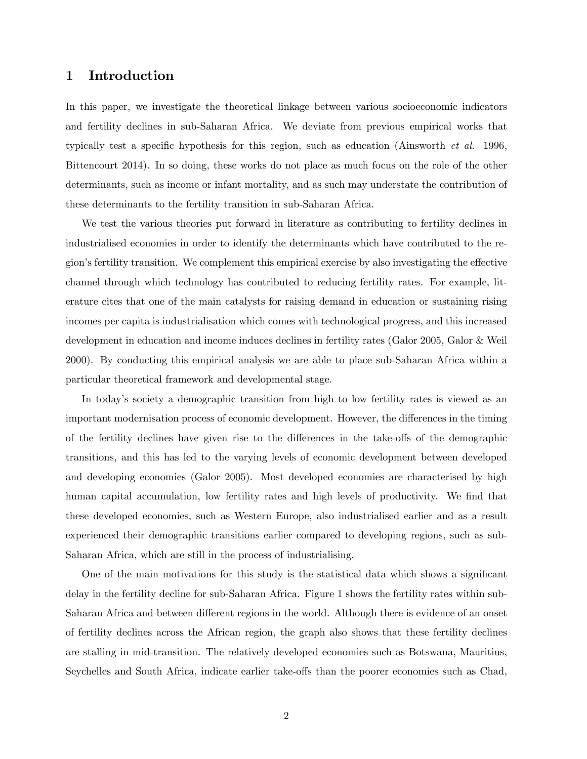# 1 Introduction

In this paper, we investigate the theoretical linkage between various socioeconomic indicators and fertility declines in sub-Saharan Africa. We deviate from previous empirical works that typically test a specific hypothesis for this region, such as education (Ainsworth *et al.* 1996, Bittencourt 2014). In so doing, these works do not place as much focus on the role of the other determinants, such as income or infant mortality, and as such may understate the contribution of these determinants to the fertility transition in sub-Saharan Africa.

We test the various theories put forward in literature as contributing to fertility declines in industrialised economies in order to identify the determinants which have contributed to the region's fertility transition. We complement this empirical exercise by also investigating the effective channel through which technology has contributed to reducing fertility rates. For example, literature cites that one of the main catalysts for raising demand in education or sustaining rising incomes per capita is industrialisation which comes with technological progress, and this increased development in education and income induces declines in fertility rates (Galor 2005, Galor & Weil 2000). By conducting this empirical analysis we are able to place sub-Saharan Africa within a particular theoretical framework and developmental stage.

In today's society a demographic transition from high to low fertility rates is viewed as an important modernisation process of economic development. However, the differences in the timing of the fertility declines have given rise to the differences in the take-offs of the demographic transitions, and this has led to the varying levels of economic development between developed and developing economies (Galor 2005). Most developed economies are characterised by high human capital accumulation, low fertility rates and high levels of productivity. We find that these developed economies, such as Western Europe, also industrialised earlier and as a result experienced their demographic transitions earlier compared to developing regions, such as sub-Saharan Africa, which are still in the process of industrialising.

One of the main motivations for this study is the statistical data which shows a significant delay in the fertility decline for sub-Saharan Africa. Figure 1 shows the fertility rates within sub-Saharan Africa and between different regions in the world. Although there is evidence of an onset of fertility declines across the African region, the graph also shows that these fertility declines are stalling in mid-transition. The relatively developed economies such as Botswana, Mauritius, Seychelles and South Africa, indicate earlier take-offs than the poorer economies such as Chad,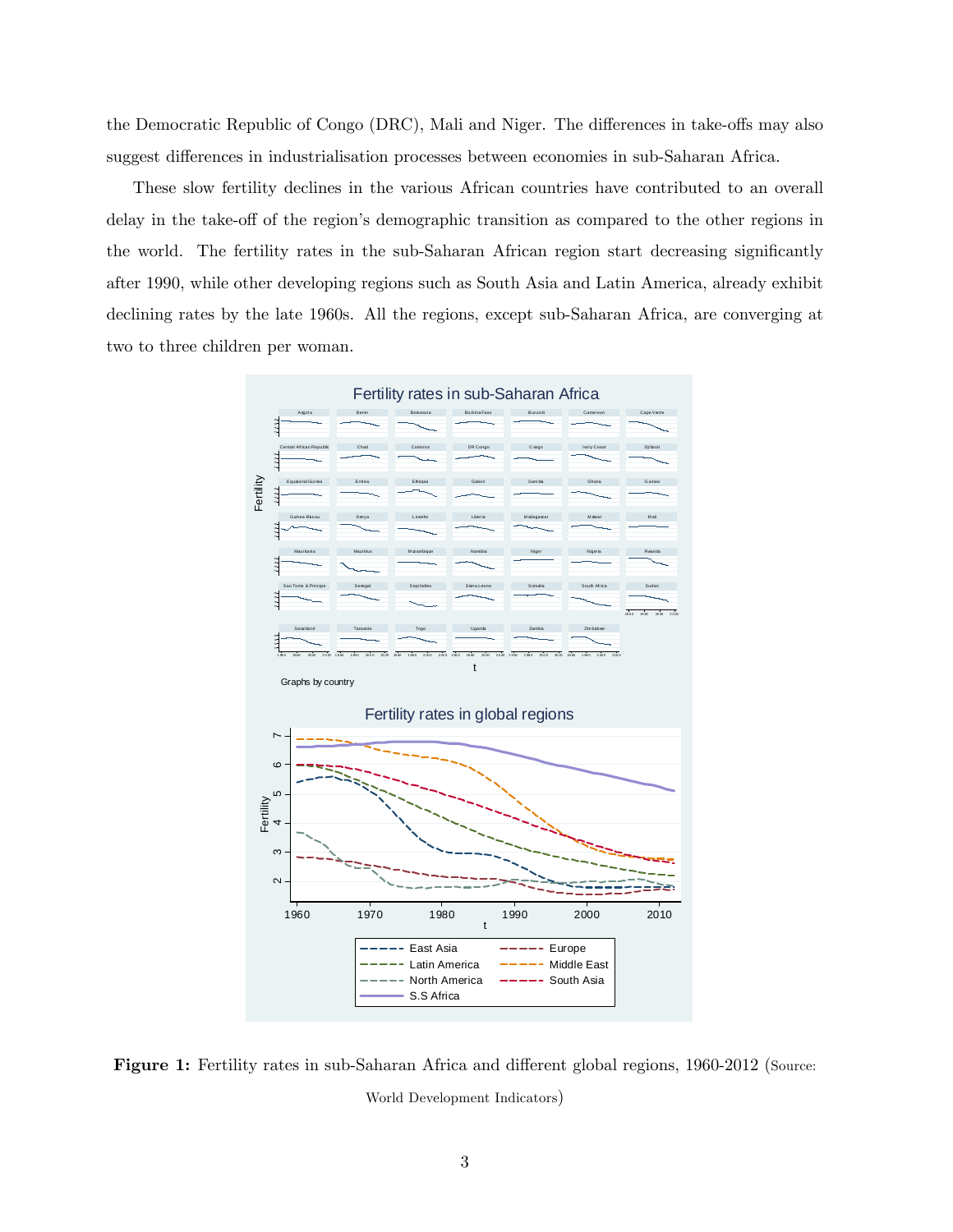the Democratic Republic of Congo (DRC), Mali and Niger. The differences in take-offs may also suggest differences in industrialisation processes between economies in sub-Saharan Africa.

These slow fertility declines in the various African countries have contributed to an overall delay in the take-off of the region's demographic transition as compared to the other regions in the world. The fertility rates in the sub-Saharan African region start decreasing significantly after 1990, while other developing regions such as South Asia and Latin America, already exhibit declining rates by the late 1960s. All the regions, except sub-Saharan Africa, are converging at two to three children per woman.

**Figure 1:** Fertility rates in sub-Saharan Africa and different global regions, 1960-2012 (Source: World Development Indicators)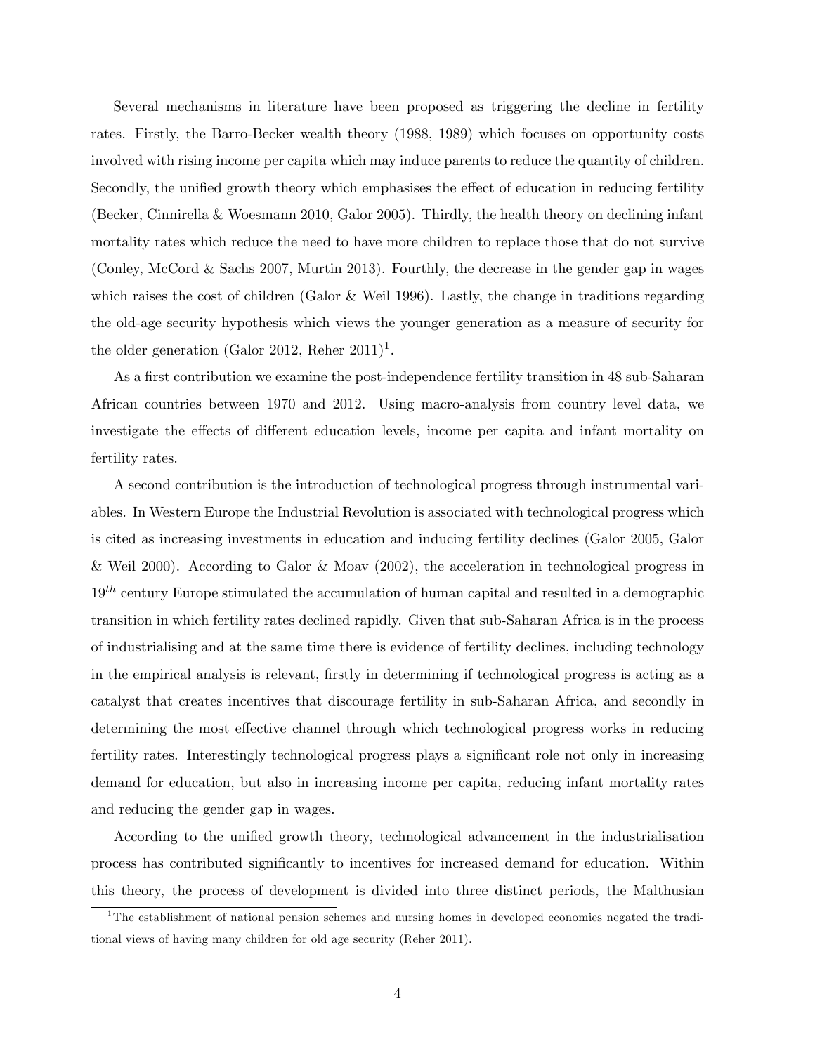Several mechanisms in literature have been proposed as triggering the decline in fertility rates. Firstly, the Barro-Becker wealth theory (1988, 1989) which focuses on opportunity costs involved with rising income per capita which may induce parents to reduce the quantity of children. Secondly, the unified growth theory which emphasises the effect of education in reducing fertility (Becker, Cinnirella & Woesmann 2010, Galor 2005). Thirdly, the health theory on declining infant mortality rates which reduce the need to have more children to replace those that do not survive (Conley, McCord & Sachs 2007, Murtin 2013). Fourthly, the decrease in the gender gap in wages which raises the cost of children (Galor & Weil 1996). Lastly, the change in traditions regarding the old-age security hypothesis which views the younger generation as a measure of security for the older generation (Galor 2012, Reher 2011)[1].

As a first contribution we examine the post-independence fertility transition in 48 sub-Saharan African countries between 1970 and 2012. Using macro-analysis from country level data, we investigate the effects of different education levels, income per capita and infant mortality on fertility rates.

A second contribution is the introduction of technological progress through instrumental variables. In Western Europe the Industrial Revolution is associated with technological progress which is cited as increasing investments in education and inducing fertility declines (Galor 2005, Galor & Weil 2000). According to Galor & Moav (2002), the acceleration in technological progress in $19^{th}$ century Europe stimulated the accumulation of human capital and resulted in a demographic transition in which fertility rates declined rapidly. Given that sub-Saharan Africa is in the process of industrialising and at the same time there is evidence of fertility declines, including technology in the empirical analysis is relevant, firstly in determining if technological progress is acting as a catalyst that creates incentives that discourage fertility in sub-Saharan Africa, and secondly in determining the most effective channel through which technological progress works in reducing fertility rates. Interestingly technological progress plays a significant role not only in increasing demand for education, but also in increasing income per capita, reducing infant mortality rates and reducing the gender gap in wages.

According to the unified growth theory, technological advancement in the industrialisation process has contributed significantly to incentives for increased demand for education. Within this theory, the process of development is divided into three distinct periods, the Malthusian

[1] The establishment of national pension schemes and nursing homes in developed economies negated the traditional views of having many children for old age security (Reher 2011).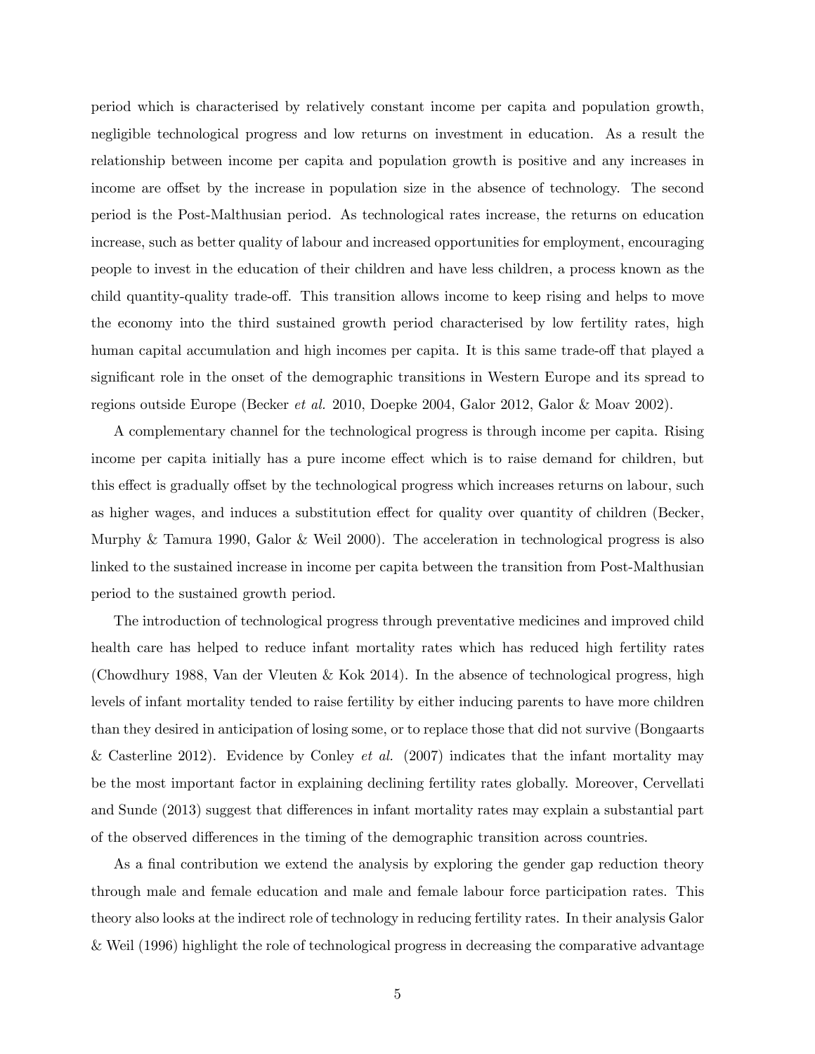period which is characterised by relatively constant income per capita and population growth, negligible technological progress and low returns on investment in education. As a result the relationship between income per capita and population growth is positive and any increases in income are offset by the increase in population size in the absence of technology. The second period is the Post-Malthusian period. As technological rates increase, the returns on education increase, such as better quality of labour and increased opportunities for employment, encouraging people to invest in the education of their children and have less children, a process known as the child quantity-quality trade-off. This transition allows income to keep rising and helps to move the economy into the third sustained growth period characterised by low fertility rates, high human capital accumulation and high incomes per capita. It is this same trade-off that played a significant role in the onset of the demographic transitions in Western Europe and its spread to regions outside Europe (Becker *et al.* 2010, Doepke 2004, Galor 2012, Galor & Moav 2002).

A complementary channel for the technological progress is through income per capita. Rising income per capita initially has a pure income effect which is to raise demand for children, but this effect is gradually offset by the technological progress which increases returns on labour, such as higher wages, and induces a substitution effect for quality over quantity of children (Becker, Murphy & Tamura 1990, Galor & Weil 2000). The acceleration in technological progress is also linked to the sustained increase in income per capita between the transition from Post-Malthusian period to the sustained growth period.

The introduction of technological progress through preventative medicines and improved child health care has helped to reduce infant mortality rates which has reduced high fertility rates (Chowdhury 1988, Van der Vleuten & Kok 2014). In the absence of technological progress, high levels of infant mortality tended to raise fertility by either inducing parents to have more children than they desired in anticipation of losing some, or to replace those that did not survive (Bongaarts & Casterline 2012). Evidence by Conley *et al.* (2007) indicates that the infant mortality may be the most important factor in explaining declining fertility rates globally. Moreover, Cervellati and Sunde (2013) suggest that differences in infant mortality rates may explain a substantial part of the observed differences in the timing of the demographic transition across countries.

As a final contribution we extend the analysis by exploring the gender gap reduction theory through male and female education and male and female labour force participation rates. This theory also looks at the indirect role of technology in reducing fertility rates. In their analysis Galor & Weil (1996) highlight the role of technological progress in decreasing the comparative advantage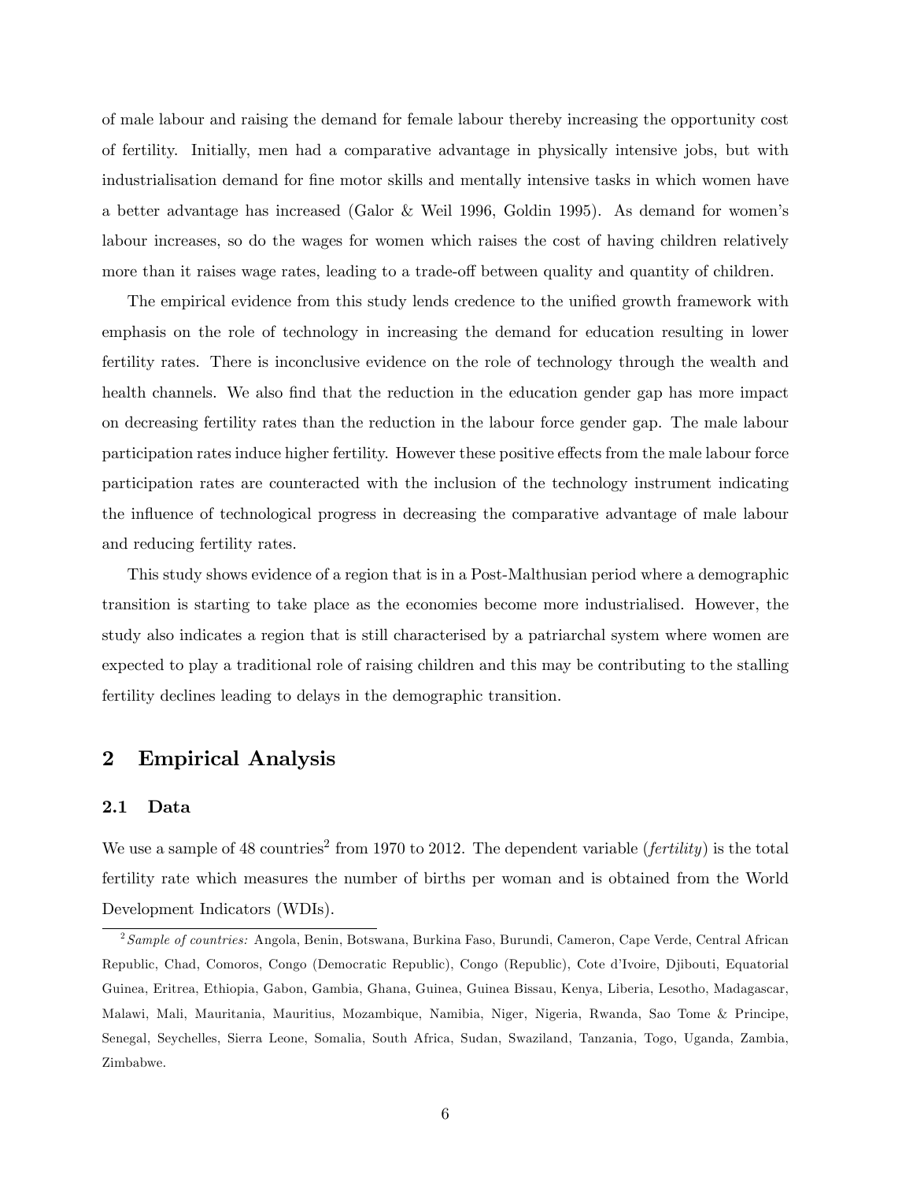of male labour and raising the demand for female labour thereby increasing the opportunity cost of fertility. Initially, men had a comparative advantage in physically intensive jobs, but with industrialisation demand for fine motor skills and mentally intensive tasks in which women have a better advantage has increased (Galor & Weil 1996, Goldin 1995). As demand for women's labour increases, so do the wages for women which raises the cost of having children relatively more than it raises wage rates, leading to a trade-off between quality and quantity of children.

The empirical evidence from this study lends credence to the unified growth framework with emphasis on the role of technology in increasing the demand for education resulting in lower fertility rates. There is inconclusive evidence on the role of technology through the wealth and health channels. We also find that the reduction in the education gender gap has more impact on decreasing fertility rates than the reduction in the labour force gender gap. The male labour participation rates induce higher fertility. However these positive effects from the male labour force participation rates are counteracted with the inclusion of the technology instrument indicating the influence of technological progress in decreasing the comparative advantage of male labour and reducing fertility rates.

This study shows evidence of a region that is in a Post-Malthusian period where a demographic transition is starting to take place as the economies become more industrialised. However, the study also indicates a region that is still characterised by a patriarchal system where women are expected to play a traditional role of raising children and this may be contributing to the stalling fertility declines leading to delays in the demographic transition.

## 2 Empirical Analysis

### 2.1 Data

We use a sample of 48 countries[2] from 1970 to 2012. The dependent variable (*fertility*) is the total fertility rate which measures the number of births per woman and is obtained from the World Development Indicators (WDIs).

[2] *Sample of countries:* Angola, Benin, Botswana, Burkina Faso, Burundi, Cameron, Cape Verde, Central African Republic, Chad, Comoros, Congo (Democratic Republic), Congo (Republic), Cote d'Ivoire, Djibouti, Equatorial Guinea, Eritrea, Ethiopia, Gabon, Gambia, Ghana, Guinea, Guinea Bissau, Kenya, Liberia, Lesotho, Madagascar, Malawi, Mali, Mauritania, Mauritius, Mozambique, Namibia, Niger, Nigeria, Rwanda, Sao Tome & Principe, Senegal, Seychelles, Sierra Leone, Somalia, South Africa, Sudan, Swaziland, Tanzania, Togo, Uganda, Zambia, Zimbabwe.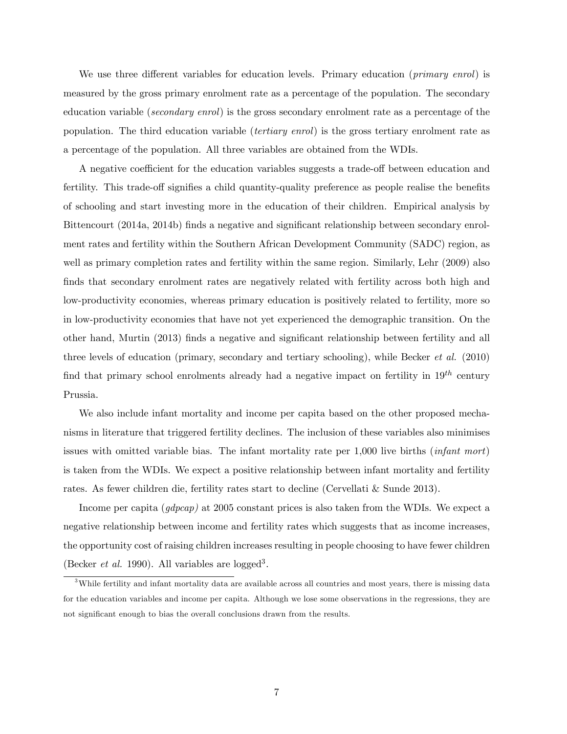We use three different variables for education levels. Primary education (*primary enrol*) is measured by the gross primary enrolment rate as a percentage of the population. The secondary education variable (*secondary enrol*) is the gross secondary enrolment rate as a percentage of the population. The third education variable (*tertiary enrol*) is the gross tertiary enrolment rate as a percentage of the population. All three variables are obtained from the WDIs.

A negative coefficient for the education variables suggests a trade-off between education and fertility. This trade-off signifies a child quantity-quality preference as people realise the benefits of schooling and start investing more in the education of their children. Empirical analysis by Bittencourt (2014a, 2014b) finds a negative and significant relationship between secondary enrolment rates and fertility within the Southern African Development Community (SADC) region, as well as primary completion rates and fertility within the same region. Similarly, Lehr (2009) also finds that secondary enrolment rates are negatively related with fertility across both high and low-productivity economies, whereas primary education is positively related to fertility, more so in low-productivity economies that have not yet experienced the demographic transition. On the other hand, Murtin (2013) finds a negative and significant relationship between fertility and all three levels of education (primary, secondary and tertiary schooling), while Becker *et al.* (2010) find that primary school enrolments already had a negative impact on fertility in $19^{th}$ century Prussia.

We also include infant mortality and income per capita based on the other proposed mechanisms in literature that triggered fertility declines. The inclusion of these variables also minimises issues with omitted variable bias. The infant mortality rate per 1,000 live births (*infant mort*) is taken from the WDIs. We expect a positive relationship between infant mortality and fertility rates. As fewer children die, fertility rates start to decline (Cervellati & Sunde 2013).

Income per capita (*gdpcap)* at 2005 constant prices is also taken from the WDIs. We expect a negative relationship between income and fertility rates which suggests that as income increases, the opportunity cost of raising children increases resulting in people choosing to have fewer children (Becker *et al.* 1990). All variables are logged[3].

[3] While fertility and infant mortality data are available across all countries and most years, there is missing data for the education variables and income per capita. Although we lose some observations in the regressions, they are not significant enough to bias the overall conclusions drawn from the results.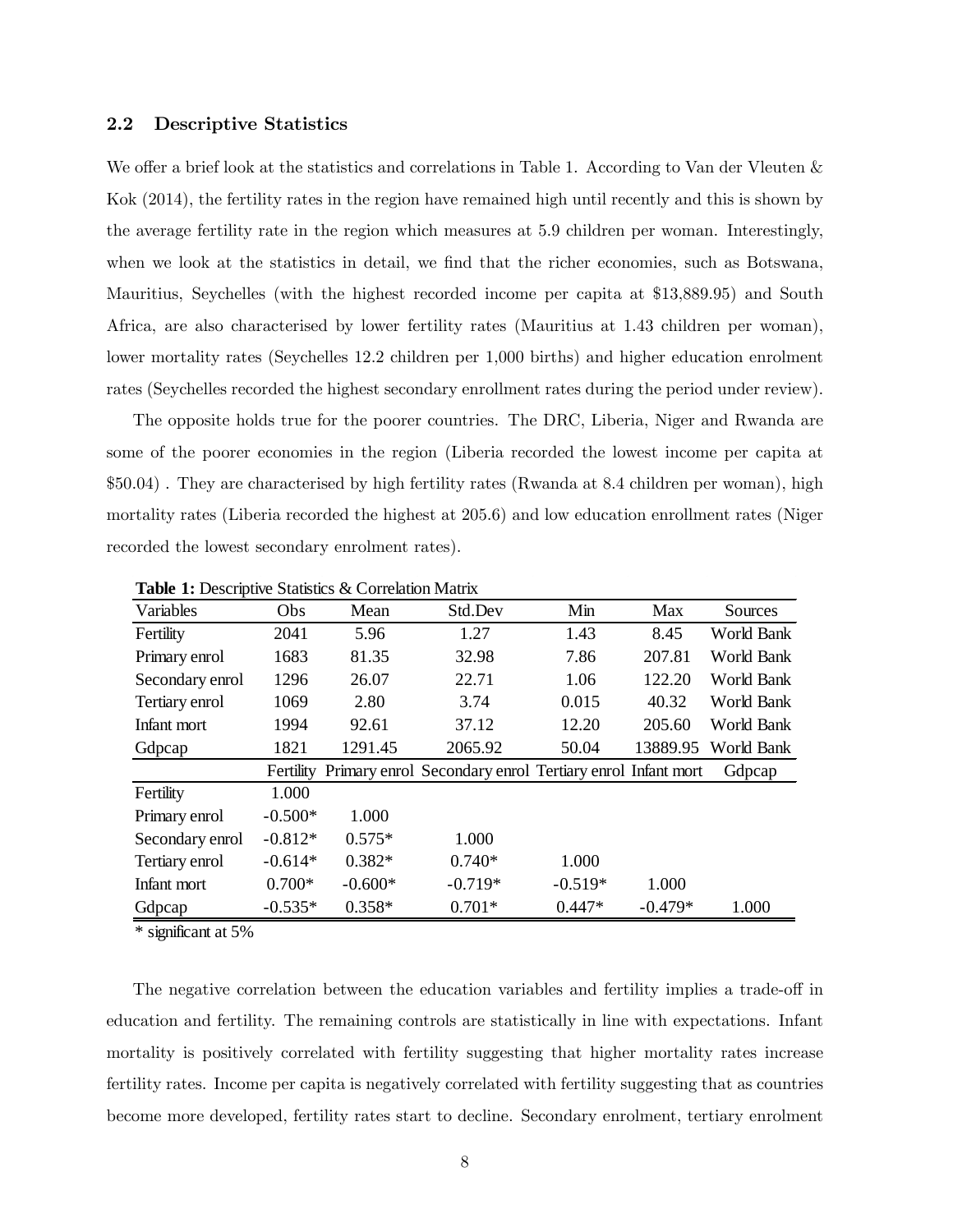### 2.2 Descriptive Statistics

We offer a brief look at the statistics and correlations in Table 1. According to Van der Vleuten & Kok (2014), the fertility rates in the region have remained high until recently and this is shown by the average fertility rate in the region which measures at 5.9 children per woman. Interestingly, when we look at the statistics in detail, we find that the richer economies, such as Botswana, Mauritius, Seychelles (with the highest recorded income per capita at $13,889.95) and South Africa, are also characterised by lower fertility rates (Mauritius at 1.43 children per woman), lower mortality rates (Seychelles 12.2 children per 1,000 births) and higher education enrolment rates (Seychelles recorded the highest secondary enrollment rates during the period under review).

The opposite holds true for the poorer countries. The DRC, Liberia, Niger and Rwanda are some of the poorer economies in the region (Liberia recorded the lowest income per capita at $50.04) . They are characterised by high fertility rates (Rwanda at 8.4 children per woman), high mortality rates (Liberia recorded the highest at 205.6) and low education enrollment rates (Niger recorded the lowest secondary enrolment rates).

**Table 1:** Descriptive Statistics & Correlation Matrix

| Variables | Obs | Mean | Std.Dev | Min | Max | Sources |
|---|---|---|---|---|---|---|
| Fertility | 2041 | 5.96 | 1.27 | 1.43 | 8.45 | World Bank |
| Primary enrol | 1683 | 81.35 | 32.98 | 7.86 | 207.81 | World Bank |
| Secondary enrol | 1296 | 26.07 | 22.71 | 1.06 | 122.20 | World Bank |
| Tertiary enrol | 1069 | 2.80 | 3.74 | 0.015 | 40.32 | World Bank |
| Infant mort | 1994 | 92.61 | 37.12 | 12.20 | 205.60 | World Bank |
| Gdpcap | 1821 | 1291.45 | 2065.92 | 50.04 | 13889.95 | World Bank |
| | **Fertility** | **Primary enrol** | **Secondary enrol** | **Tertiary enrol** | **Infant mort** | **Gdpcap** |
| Fertility | 1.000 | | | | | |
| Primary enrol | -0.500* | 1.000 | | | | |
| Secondary enrol | -0.812* | 0.575* | 1.000 | | | |
| Tertiary enrol | -0.614* | 0.382* | 0.740* | 1.000 | | |
| Infant mort | 0.700* | -0.600* | -0.719* | -0.519* | 1.000 | |
| Gdpcap | -0.535* | 0.358* | 0.701* | 0.447* | -0.479* | 1.000 |

* significant at 5%

The negative correlation between the education variables and fertility implies a trade-off in education and fertility. The remaining controls are statistically in line with expectations. Infant mortality is positively correlated with fertility suggesting that higher mortality rates increase fertility rates. Income per capita is negatively correlated with fertility suggesting that as countries become more developed, fertility rates start to decline. Secondary enrolment, tertiary enrolment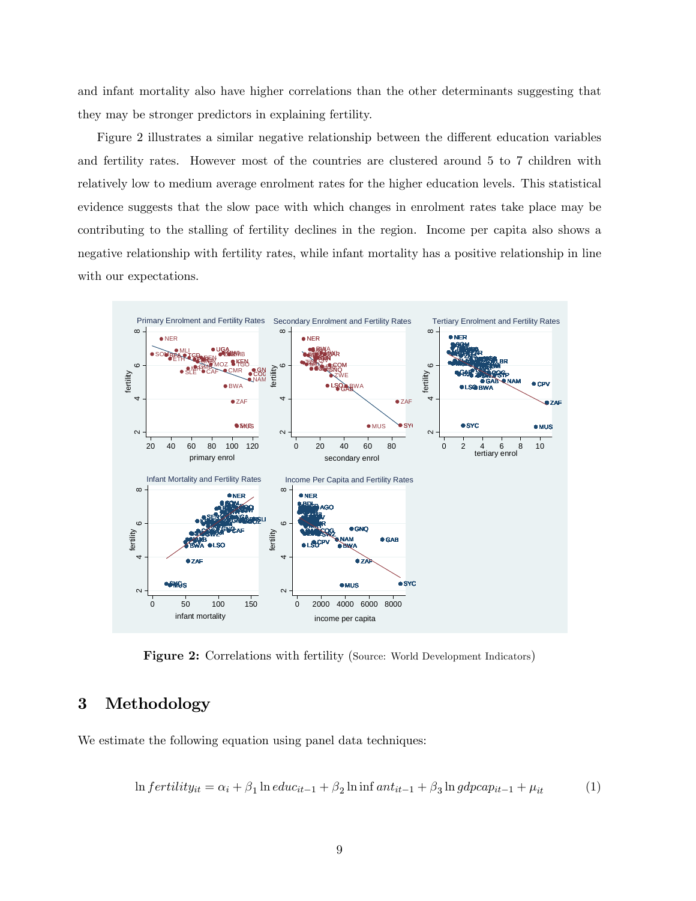and infant mortality also have higher correlations than the other determinants suggesting that they may be stronger predictors in explaining fertility.

Figure 2 illustrates a similar negative relationship between the different education variables and fertility rates. However most of the countries are clustered around 5 to 7 children with relatively low to medium average enrolment rates for the higher education levels. This statistical evidence suggests that the slow pace with which changes in enrolment rates take place may be contributing to the stalling of fertility declines in the region. Income per capita also shows a negative relationship with fertility rates, while infant mortality has a positive relationship in line with our expectations.

**Figure 2:** Correlations with fertility (Source: World Development Indicators)

## 3 Methodology

We estimate the following equation using panel data techniques:

$$\ln fertility_{it} = \alpha_i + \beta_1 \ln educ_{it-1} + \beta_2 \ln infant_{it-1} + \beta_3 \ln gdpcap_{it-1} + \mu_{it} \qquad (1)$$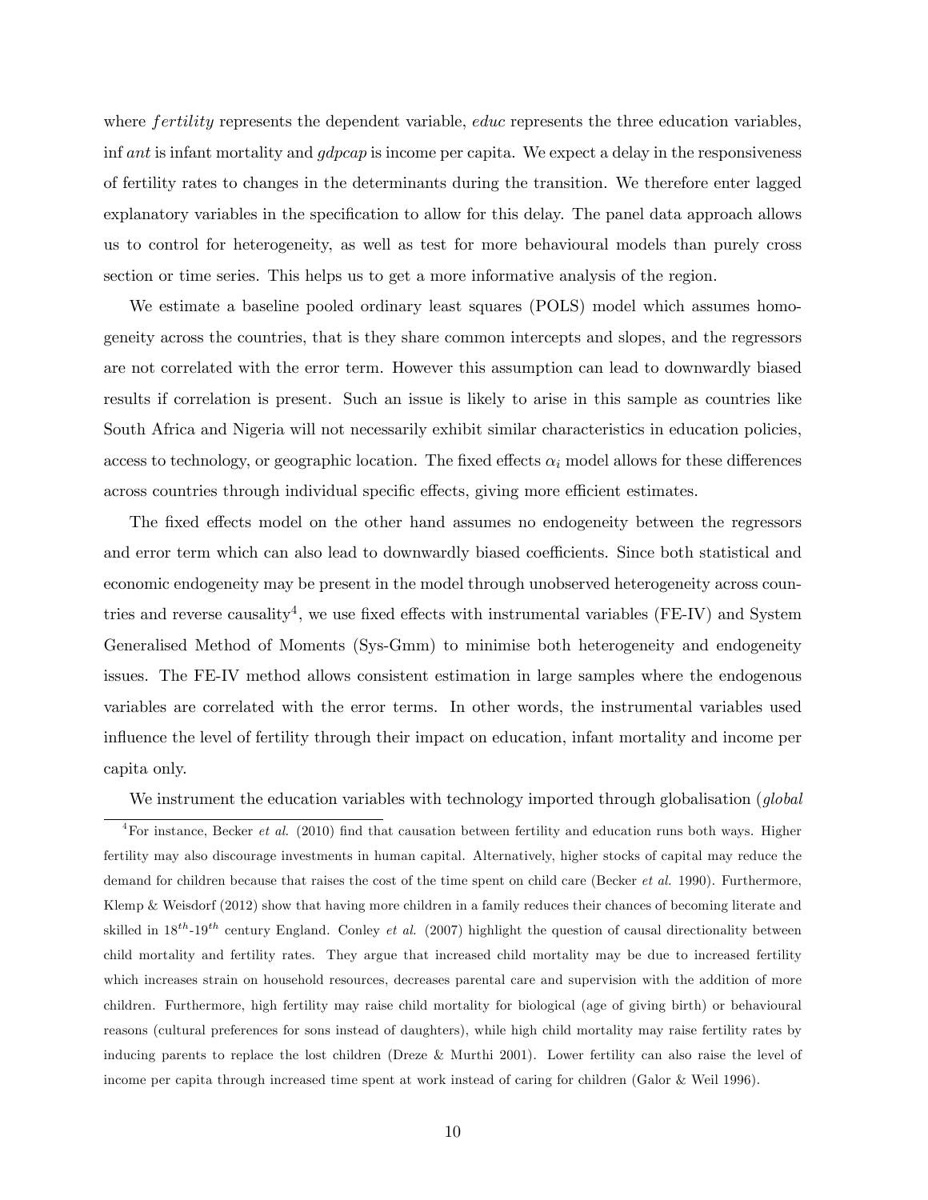where $fertility$ represents the dependent variable, $educ$ represents the three education variables, $\inf ant$ is infant mortality and $gdpcap$ is income per capita. We expect a delay in the responsiveness of fertility rates to changes in the determinants during the transition. We therefore enter lagged explanatory variables in the specification to allow for this delay. The panel data approach allows us to control for heterogeneity, as well as test for more behavioural models than purely cross section or time series. This helps us to get a more informative analysis of the region.

We estimate a baseline pooled ordinary least squares (POLS) model which assumes homogeneity across the countries, that is they share common intercepts and slopes, and the regressors are not correlated with the error term. However this assumption can lead to downwardly biased results if correlation is present. Such an issue is likely to arise in this sample as countries like South Africa and Nigeria will not necessarily exhibit similar characteristics in education policies, access to technology, or geographic location. The fixed effects $\alpha_i$ model allows for these differences across countries through individual specific effects, giving more efficient estimates.

The fixed effects model on the other hand assumes no endogeneity between the regressors and error term which can also lead to downwardly biased coefficients. Since both statistical and economic endogeneity may be present in the model through unobserved heterogeneity across countries and reverse causality[4], we use fixed effects with instrumental variables (FE-IV) and System Generalised Method of Moments (Sys-Gmm) to minimise both heterogeneity and endogeneity issues. The FE-IV method allows consistent estimation in large samples where the endogenous variables are correlated with the error terms. In other words, the instrumental variables used influence the level of fertility through their impact on education, infant mortality and income per capita only.

We instrument the education variables with technology imported through globalisation (*global*

[4]For instance, Becker *et al.* (2010) find that causation between fertility and education runs both ways. Higher fertility may also discourage investments in human capital. Alternatively, higher stocks of capital may reduce the demand for children because that raises the cost of the time spent on child care (Becker *et al.* 1990). Furthermore, Klemp & Weisdorf (2012) show that having more children in a family reduces their chances of becoming literate and skilled in $18^{th}$-$19^{th}$ century England. Conley *et al.* (2007) highlight the question of causal directionality between child mortality and fertility rates. They argue that increased child mortality may be due to increased fertility which increases strain on household resources, decreases parental care and supervision with the addition of more children. Furthermore, high fertility may raise child mortality for biological (age of giving birth) or behavioural reasons (cultural preferences for sons instead of daughters), while high child mortality may raise fertility rates by inducing parents to replace the lost children (Dreze & Murthi 2001). Lower fertility can also raise the level of income per capita through increased time spent at work instead of caring for children (Galor & Weil 1996).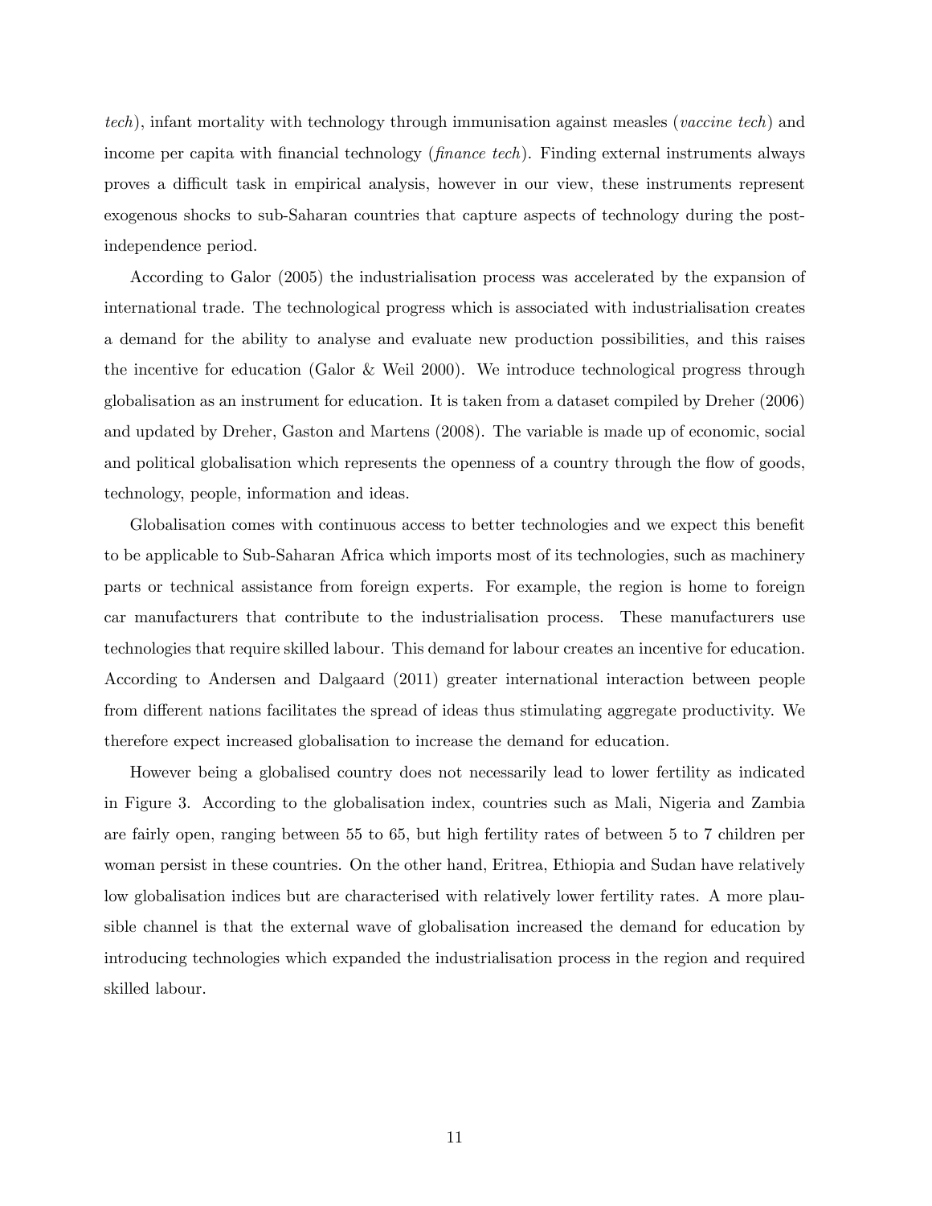*tech*), infant mortality with technology through immunisation against measles (*vaccine tech*) and income per capita with financial technology (*finance tech*). Finding external instruments always proves a difficult task in empirical analysis, however in our view, these instruments represent exogenous shocks to sub-Saharan countries that capture aspects of technology during the post-independence period.

According to Galor (2005) the industrialisation process was accelerated by the expansion of international trade. The technological progress which is associated with industrialisation creates a demand for the ability to analyse and evaluate new production possibilities, and this raises the incentive for education (Galor & Weil 2000). We introduce technological progress through globalisation as an instrument for education. It is taken from a dataset compiled by Dreher (2006) and updated by Dreher, Gaston and Martens (2008). The variable is made up of economic, social and political globalisation which represents the openness of a country through the flow of goods, technology, people, information and ideas.

Globalisation comes with continuous access to better technologies and we expect this benefit to be applicable to Sub-Saharan Africa which imports most of its technologies, such as machinery parts or technical assistance from foreign experts. For example, the region is home to foreign car manufacturers that contribute to the industrialisation process. These manufacturers use technologies that require skilled labour. This demand for labour creates an incentive for education. According to Andersen and Dalgaard (2011) greater international interaction between people from different nations facilitates the spread of ideas thus stimulating aggregate productivity. We therefore expect increased globalisation to increase the demand for education.

However being a globalised country does not necessarily lead to lower fertility as indicated in Figure 3. According to the globalisation index, countries such as Mali, Nigeria and Zambia are fairly open, ranging between 55 to 65, but high fertility rates of between 5 to 7 children per woman persist in these countries. On the other hand, Eritrea, Ethiopia and Sudan have relatively low globalisation indices but are characterised with relatively lower fertility rates. A more plausible channel is that the external wave of globalisation increased the demand for education by introducing technologies which expanded the industrialisation process in the region and required skilled labour.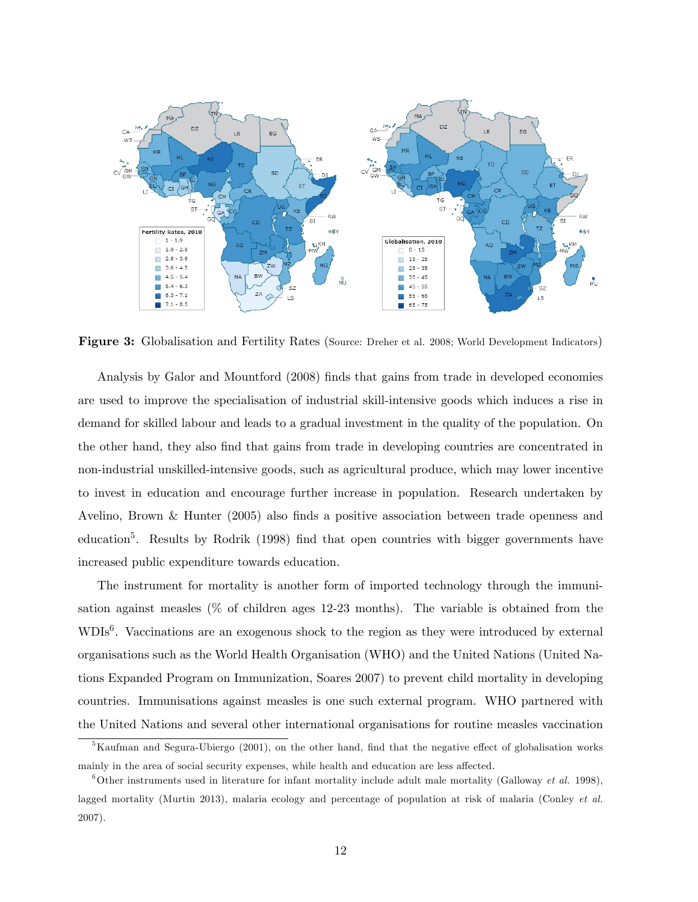**Figure 3:** Globalisation and Fertility Rates (Source: Dreher et al. 2008; World Development Indicators)

Analysis by Galor and Mountford (2008) finds that gains from trade in developed economies are used to improve the specialisation of industrial skill-intensive goods which induces a rise in demand for skilled labour and leads to a gradual investment in the quality of the population. On the other hand, they also find that gains from trade in developing countries are concentrated in non-industrial unskilled-intensive goods, such as agricultural produce, which may lower incentive to invest in education and encourage further increase in population. Research undertaken by Avelino, Brown & Hunter (2005) also finds a positive association between trade openness and education[5]. Results by Rodrik (1998) find that open countries with bigger governments have increased public expenditure towards education.

The instrument for mortality is another form of imported technology through the immunisation against measles (% of children ages 12-23 months). The variable is obtained from the WDIs[6]. Vaccinations are an exogenous shock to the region as they were introduced by external organisations such as the World Health Organisation (WHO) and the United Nations (United Nations Expanded Program on Immunization, Soares 2007) to prevent child mortality in developing countries. Immunisations against measles is one such external program. WHO partnered with the United Nations and several other international organisations for routine measles vaccination

[5] Kaufman and Segura-Ubiergo (2001), on the other hand, find that the negative effect of globalisation works mainly in the area of social security expenses, while health and education are less affected.

[6] Other instruments used in literature for infant mortality include adult male mortality (Galloway *et al.* 1998), lagged mortality (Murtin 2013), malaria ecology and percentage of population at risk of malaria (Conley *et al.* 2007).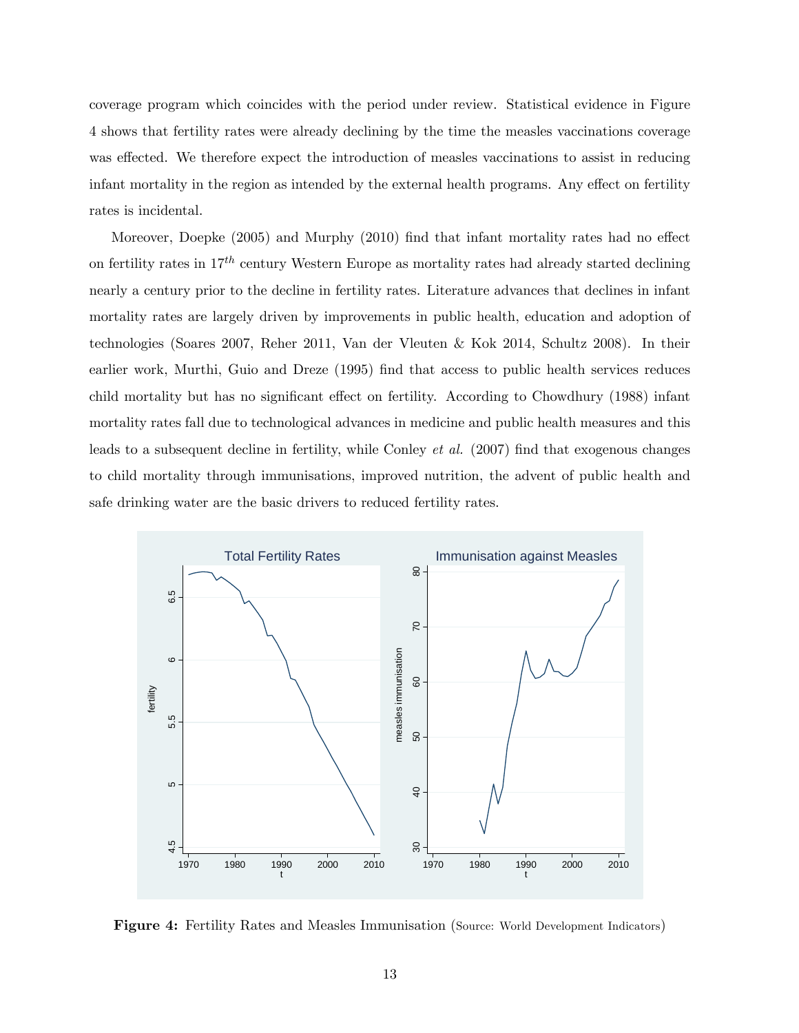coverage program which coincides with the period under review. Statistical evidence in Figure 4 shows that fertility rates were already declining by the time the measles vaccinations coverage was effected. We therefore expect the introduction of measles vaccinations to assist in reducing infant mortality in the region as intended by the external health programs. Any effect on fertility rates is incidental.

Moreover, Doepke (2005) and Murphy (2010) find that infant mortality rates had no effect on fertility rates in $17^{th}$ century Western Europe as mortality rates had already started declining nearly a century prior to the decline in fertility rates. Literature advances that declines in infant mortality rates are largely driven by improvements in public health, education and adoption of technologies (Soares 2007, Reher 2011, Van der Vleuten & Kok 2014, Schultz 2008). In their earlier work, Murthi, Guio and Dreze (1995) find that access to public health services reduces child mortality but has no significant effect on fertility. According to Chowdhury (1988) infant mortality rates fall due to technological advances in medicine and public health measures and this leads to a subsequent decline in fertility, while Conley *et al.* (2007) find that exogenous changes to child mortality through immunisations, improved nutrition, the advent of public health and safe drinking water are the basic drivers to reduced fertility rates.

**Figure 4:** Fertility Rates and Measles Immunisation (Source: World Development Indicators)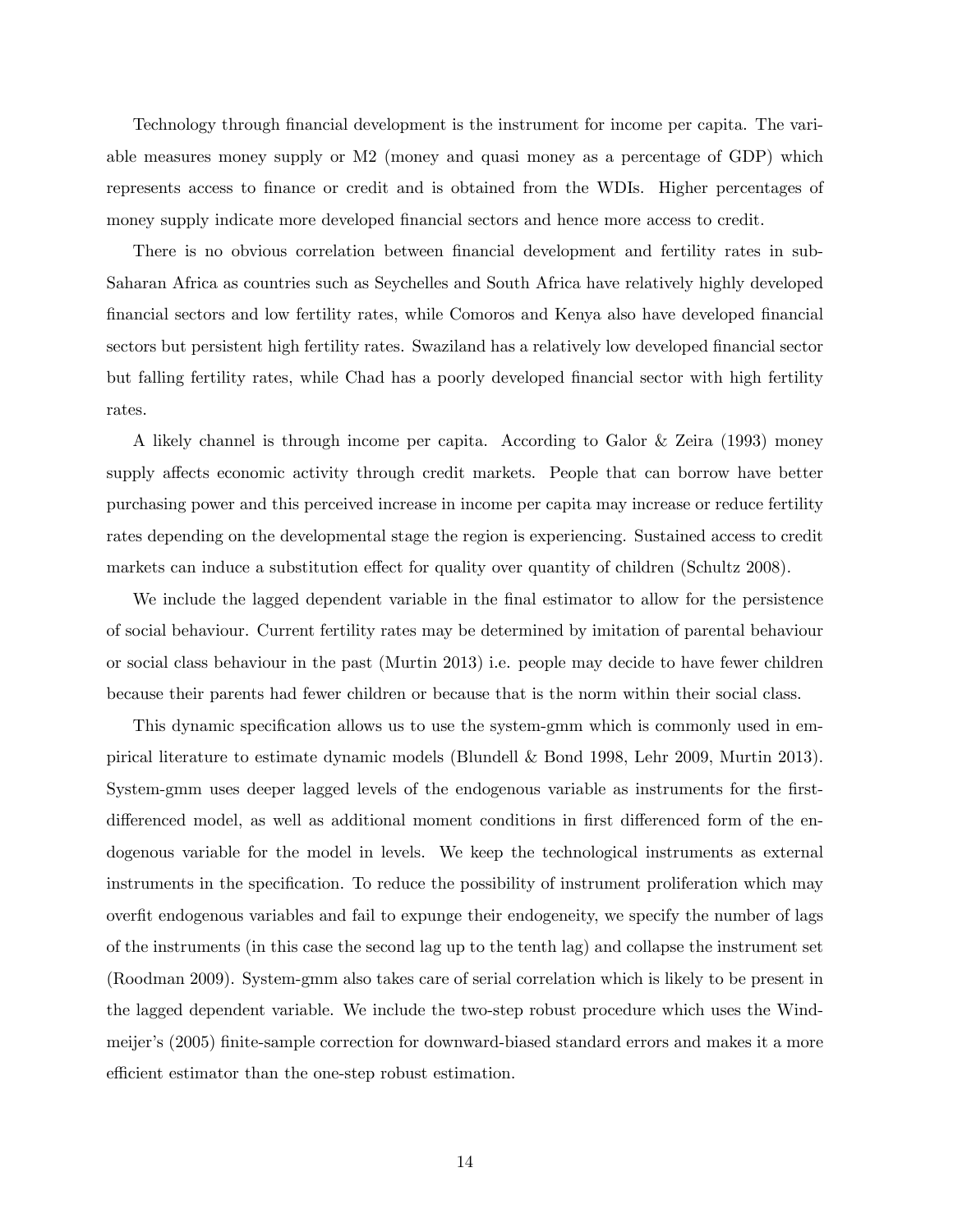Technology through financial development is the instrument for income per capita. The variable measures money supply or M2 (money and quasi money as a percentage of GDP) which represents access to finance or credit and is obtained from the WDIs. Higher percentages of money supply indicate more developed financial sectors and hence more access to credit.

There is no obvious correlation between financial development and fertility rates in sub-Saharan Africa as countries such as Seychelles and South Africa have relatively highly developed financial sectors and low fertility rates, while Comoros and Kenya also have developed financial sectors but persistent high fertility rates. Swaziland has a relatively low developed financial sector but falling fertility rates, while Chad has a poorly developed financial sector with high fertility rates.

A likely channel is through income per capita. According to Galor & Zeira (1993) money supply affects economic activity through credit markets. People that can borrow have better purchasing power and this perceived increase in income per capita may increase or reduce fertility rates depending on the developmental stage the region is experiencing. Sustained access to credit markets can induce a substitution effect for quality over quantity of children (Schultz 2008).

We include the lagged dependent variable in the final estimator to allow for the persistence of social behaviour. Current fertility rates may be determined by imitation of parental behaviour or social class behaviour in the past (Murtin 2013) i.e. people may decide to have fewer children because their parents had fewer children or because that is the norm within their social class.

This dynamic specification allows us to use the system-gmm which is commonly used in empirical literature to estimate dynamic models (Blundell & Bond 1998, Lehr 2009, Murtin 2013). System-gmm uses deeper lagged levels of the endogenous variable as instruments for the first-differenced model, as well as additional moment conditions in first differenced form of the endogenous variable for the model in levels. We keep the technological instruments as external instruments in the specification. To reduce the possibility of instrument proliferation which may overfit endogenous variables and fail to expunge their endogeneity, we specify the number of lags of the instruments (in this case the second lag up to the tenth lag) and collapse the instrument set (Roodman 2009). System-gmm also takes care of serial correlation which is likely to be present in the lagged dependent variable. We include the two-step robust procedure which uses the Windmeijer's (2005) finite-sample correction for downward-biased standard errors and makes it a more efficient estimator than the one-step robust estimation.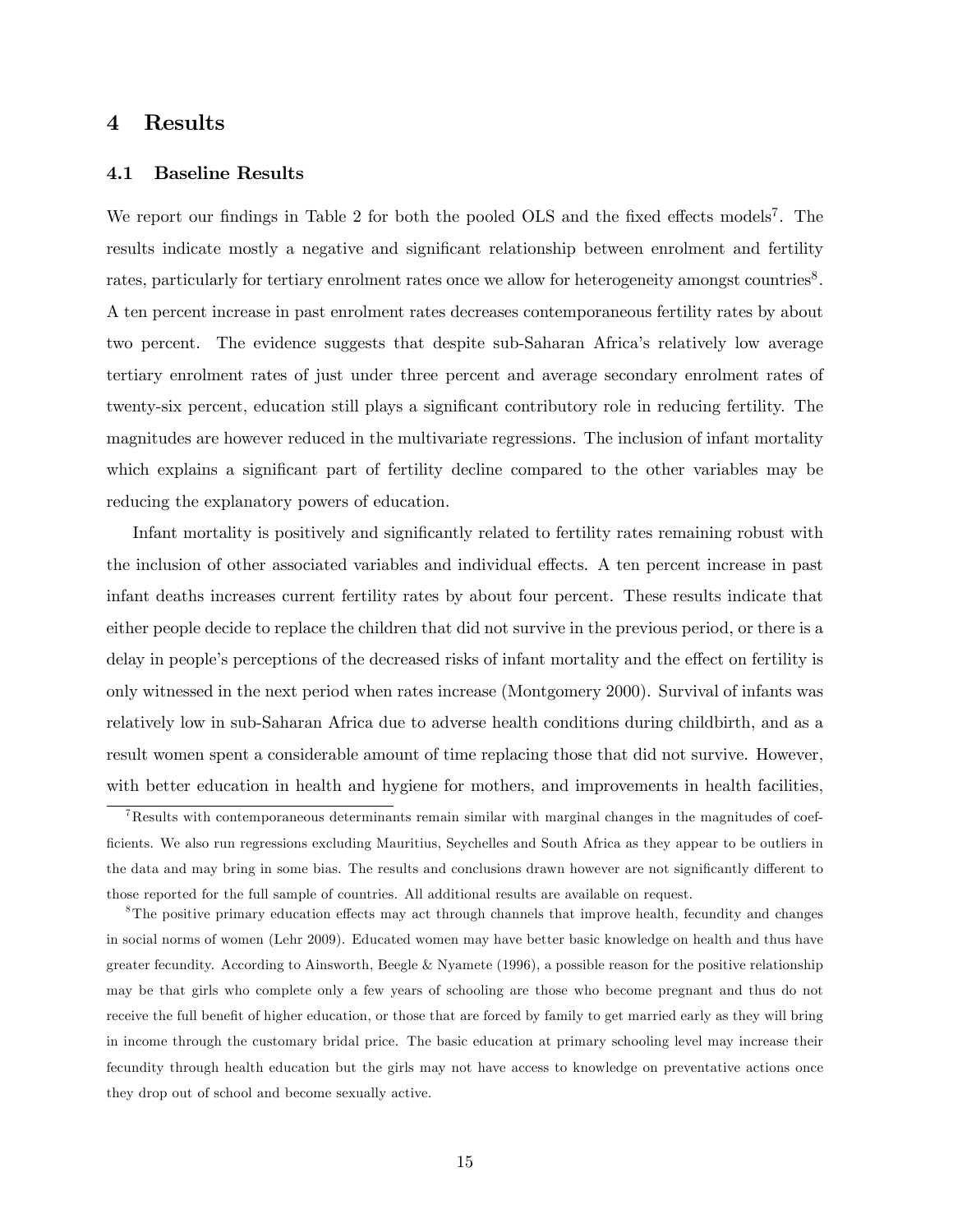# 4 Results

## 4.1 Baseline Results

We report our findings in Table 2 for both the pooled OLS and the fixed effects models[7]. The results indicate mostly a negative and significant relationship between enrolment and fertility rates, particularly for tertiary enrolment rates once we allow for heterogeneity amongst countries[8]. A ten percent increase in past enrolment rates decreases contemporaneous fertility rates by about two percent. The evidence suggests that despite sub-Saharan Africa's relatively low average tertiary enrolment rates of just under three percent and average secondary enrolment rates of twenty-six percent, education still plays a significant contributory role in reducing fertility. The magnitudes are however reduced in the multivariate regressions. The inclusion of infant mortality which explains a significant part of fertility decline compared to the other variables may be reducing the explanatory powers of education.

Infant mortality is positively and significantly related to fertility rates remaining robust with the inclusion of other associated variables and individual effects. A ten percent increase in past infant deaths increases current fertility rates by about four percent. These results indicate that either people decide to replace the children that did not survive in the previous period, or there is a delay in people's perceptions of the decreased risks of infant mortality and the effect on fertility is only witnessed in the next period when rates increase (Montgomery 2000). Survival of infants was relatively low in sub-Saharan Africa due to adverse health conditions during childbirth, and as a result women spent a considerable amount of time replacing those that did not survive. However, with better education in health and hygiene for mothers, and improvements in health facilities,

[7] Results with contemporaneous determinants remain similar with marginal changes in the magnitudes of coefficients. We also run regressions excluding Mauritius, Seychelles and South Africa as they appear to be outliers in the data and may bring in some bias. The results and conclusions drawn however are not significantly different to those reported for the full sample of countries. All additional results are available on request.

[8] The positive primary education effects may act through channels that improve health, fecundity and changes in social norms of women (Lehr 2009). Educated women may have better basic knowledge on health and thus have greater fecundity. According to Ainsworth, Beegle & Nyamete (1996), a possible reason for the positive relationship may be that girls who complete only a few years of schooling are those who become pregnant and thus do not receive the full benefit of higher education, or those that are forced by family to get married early as they will bring in income through the customary bridal price. The basic education at primary schooling level may increase their fecundity through health education but the girls may not have access to knowledge on preventative actions once they drop out of school and become sexually active.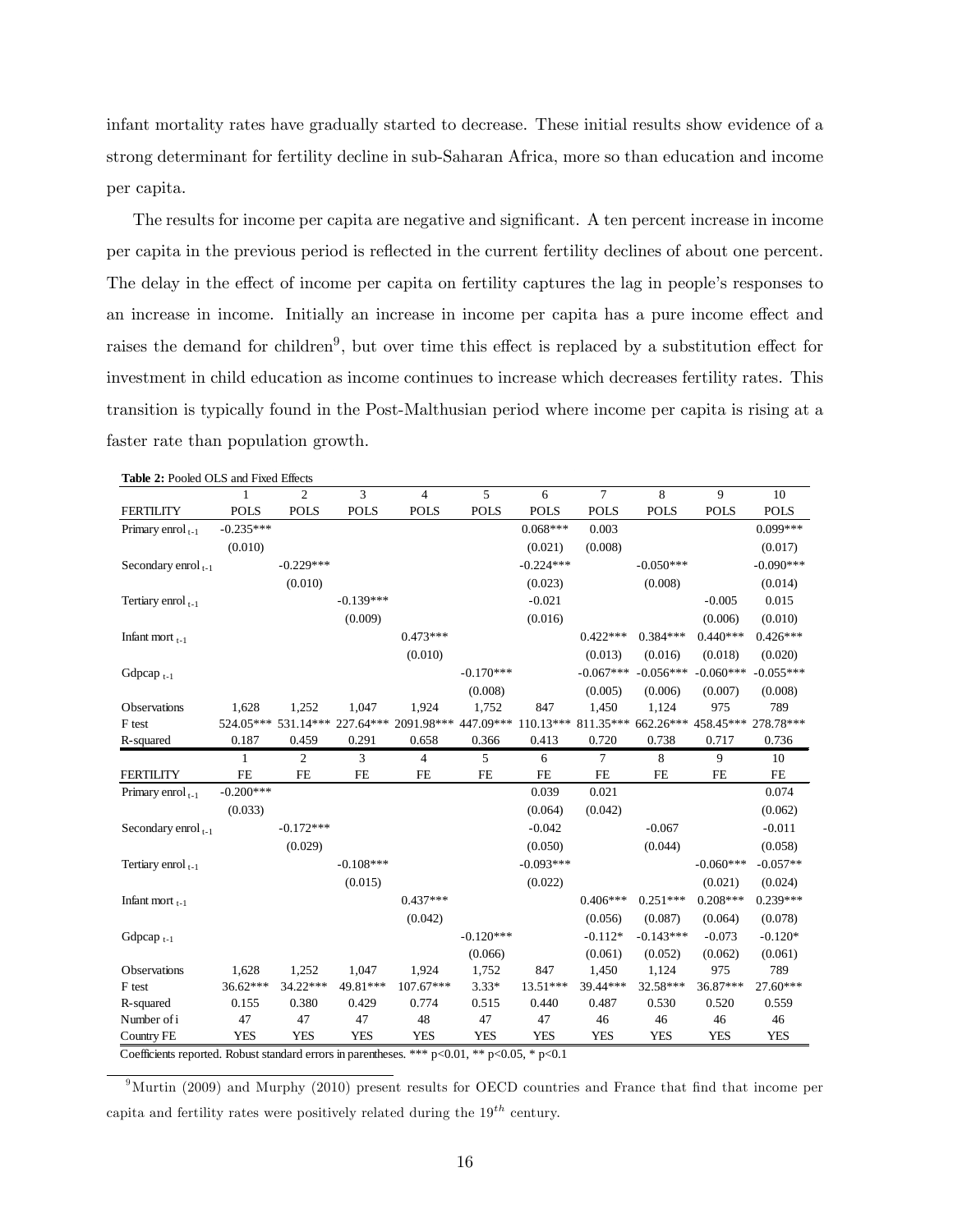infant mortality rates have gradually started to decrease. These initial results show evidence of a strong determinant for fertility decline in sub-Saharan Africa, more so than education and income per capita.

The results for income per capita are negative and significant. A ten percent increase in income per capita in the previous period is reflected in the current fertility declines of about one percent. The delay in the effect of income per capita on fertility captures the lag in people's responses to an increase in income. Initially an increase in income per capita has a pure income effect and raises the demand for children[9], but over time this effect is replaced by a substitution effect for investment in child education as income continues to increase which decreases fertility rates. This transition is typically found in the Post-Malthusian period where income per capita is rising at a faster rate than population growth.

**Table 2:** Pooled OLS and Fixed Effects

| | 1 | 2 | 3 | 4 | 5 | 6 | 7 | 8 | 9 | 10 |
|---|---|---|---|---|---|---|---|---|---|---|
| FERTILITY | POLS | POLS | POLS | POLS | POLS | POLS | POLS | POLS | POLS | POLS |
| Primary enrol $_{t-1}$ | -0.235*** | | | | | 0.068*** | 0.003 | | | 0.099*** |
| | (0.010) | | | | | (0.021) | (0.008) | | | (0.017) |
| Secondary enrol $_{t-1}$ | | -0.229*** | | | | -0.224*** | | -0.050*** | | -0.090*** |
| | | (0.010) | | | | (0.023) | | (0.008) | | (0.014) |
| Tertiary enrol $_{t-1}$ | | | -0.139*** | | | -0.021 | | | -0.005 | 0.015 |
| | | | (0.009) | | | (0.016) | | | (0.006) | (0.010) |
| Infant mort $_{t-1}$ | | | | 0.473*** | | | 0.422*** | 0.384*** | 0.440*** | 0.426*** |
| | | | | (0.010) | | | (0.013) | (0.016) | (0.018) | (0.020) |
| Gdpcap $_{t-1}$ | | | | | -0.170*** | | -0.067*** | -0.056*** | -0.060*** | -0.055*** |
| | | | | | (0.008) | | (0.005) | (0.006) | (0.007) | (0.008) |
| Observations | 1,628 | 1,252 | 1,047 | 1,924 | 1,752 | 847 | 1,450 | 1,124 | 975 | 789 |
| F test | 524.05*** | 531.14*** | 227.64*** | 2091.98*** | 447.09*** | 110.13*** | 811.35*** | 662.26*** | 458.45*** | 278.78*** |
| R-squared | 0.187 | 0.459 | 0.291 | 0.658 | 0.366 | 0.413 | 0.720 | 0.738 | 0.717 | 0.736 |
| | 1 | 2 | 3 | 4 | 5 | 6 | 7 | 8 | 9 | 10 |
| FERTILITY | FE | FE | FE | FE | FE | FE | FE | FE | FE | FE |
| Primary enrol $_{t-1}$ | -0.200*** | | | | | 0.039 | 0.021 | | | 0.074 |
| | (0.033) | | | | | (0.064) | (0.042) | | | (0.062) |
| Secondary enrol $_{t-1}$ | | -0.172*** | | | | -0.042 | | -0.067 | | -0.011 |
| | | (0.029) | | | | (0.050) | | (0.044) | | (0.058) |
| Tertiary enrol $_{t-1}$ | | | -0.108*** | | | -0.093*** | | | -0.060*** | -0.057** |
| | | | (0.015) | | | (0.022) | | | (0.021) | (0.024) |
| Infant mort $_{t-1}$ | | | | 0.437*** | | | 0.406*** | 0.251*** | 0.208*** | 0.239*** |
| | | | | (0.042) | | | (0.056) | (0.087) | (0.064) | (0.078) |
| Gdpcap $_{t-1}$ | | | | | -0.120*** | | -0.112* | -0.143*** | -0.073 | -0.120* |
| | | | | | (0.066) | | (0.061) | (0.052) | (0.062) | (0.061) |
| Observations | 1,628 | 1,252 | 1,047 | 1,924 | 1,752 | 847 | 1,450 | 1,124 | 975 | 789 |
| F test | 36.62*** | 34.22*** | 49.81*** | 107.67*** | 3.33* | 13.51*** | 39.44*** | 32.58*** | 36.87*** | 27.60*** |
| R-squared | 0.155 | 0.380 | 0.429 | 0.774 | 0.515 | 0.440 | 0.487 | 0.530 | 0.520 | 0.559 |
| Number of i | 47 | 47 | 47 | 48 | 47 | 47 | 46 | 46 | 46 | 46 |
| Country FE | YES | YES | YES | YES | YES | YES | YES | YES | YES | YES |

Coefficients reported. Robust standard errors in parentheses. *** p<0.01, ** p<0.05, * p<0.1

[9] Murtin (2009) and Murphy (2010) present results for OECD countries and France that find that income per capita and fertility rates were positively related during the $19^{th}$ century.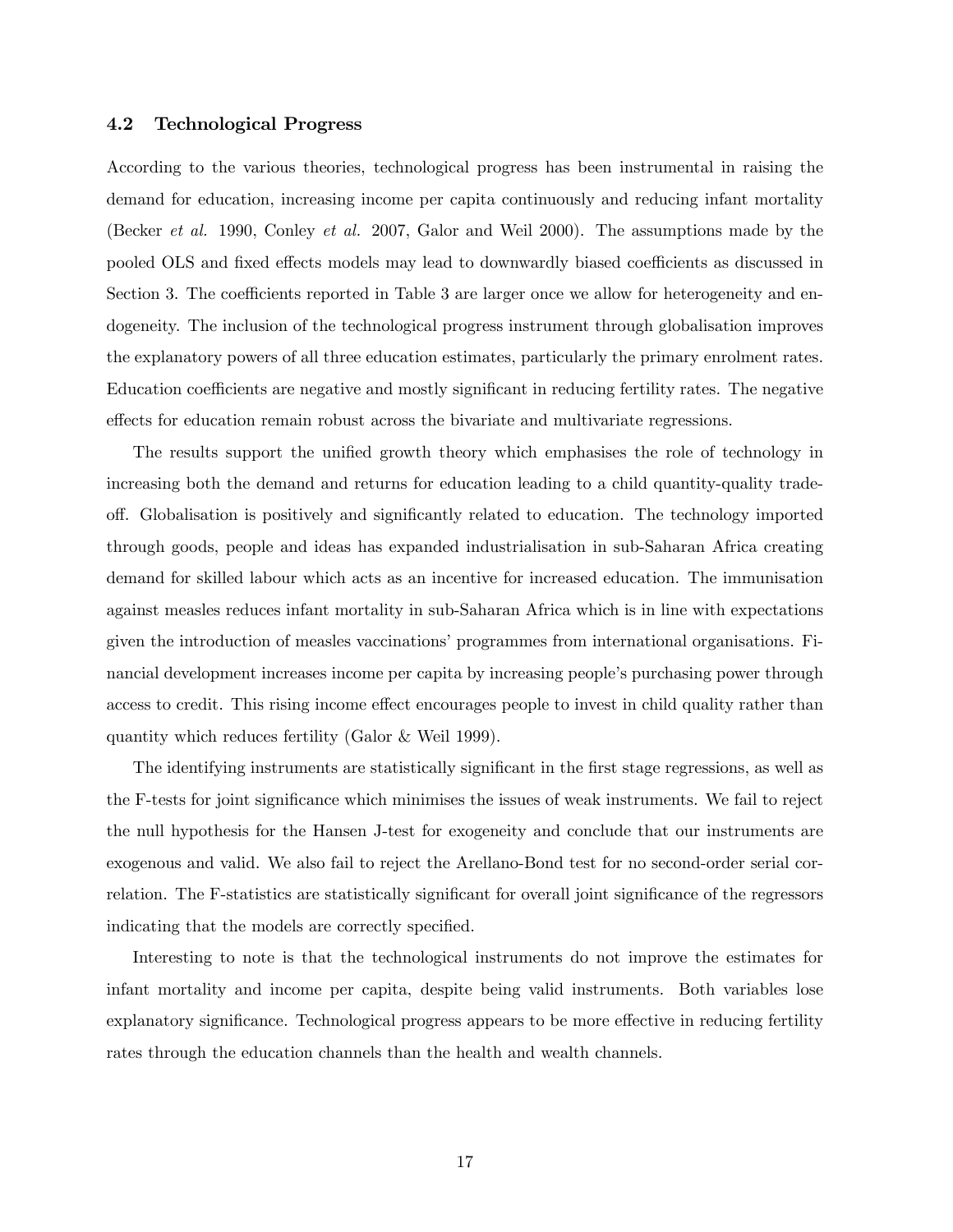### 4.2 Technological Progress

According to the various theories, technological progress has been instrumental in raising the demand for education, increasing income per capita continuously and reducing infant mortality (Becker *et al.* 1990, Conley *et al.* 2007, Galor and Weil 2000). The assumptions made by the pooled OLS and fixed effects models may lead to downwardly biased coefficients as discussed in Section 3. The coefficients reported in Table 3 are larger once we allow for heterogeneity and endogeneity. The inclusion of the technological progress instrument through globalisation improves the explanatory powers of all three education estimates, particularly the primary enrolment rates. Education coefficients are negative and mostly significant in reducing fertility rates. The negative effects for education remain robust across the bivariate and multivariate regressions.

The results support the unified growth theory which emphasises the role of technology in increasing both the demand and returns for education leading to a child quantity-quality trade-off. Globalisation is positively and significantly related to education. The technology imported through goods, people and ideas has expanded industrialisation in sub-Saharan Africa creating demand for skilled labour which acts as an incentive for increased education. The immunisation against measles reduces infant mortality in sub-Saharan Africa which is in line with expectations given the introduction of measles vaccinations' programmes from international organisations. Financial development increases income per capita by increasing people's purchasing power through access to credit. This rising income effect encourages people to invest in child quality rather than quantity which reduces fertility (Galor & Weil 1999).

The identifying instruments are statistically significant in the first stage regressions, as well as the F-tests for joint significance which minimises the issues of weak instruments. We fail to reject the null hypothesis for the Hansen J-test for exogeneity and conclude that our instruments are exogenous and valid. We also fail to reject the Arellano-Bond test for no second-order serial correlation. The F-statistics are statistically significant for overall joint significance of the regressors indicating that the models are correctly specified.

Interesting to note is that the technological instruments do not improve the estimates for infant mortality and income per capita, despite being valid instruments. Both variables lose explanatory significance. Technological progress appears to be more effective in reducing fertility rates through the education channels than the health and wealth channels.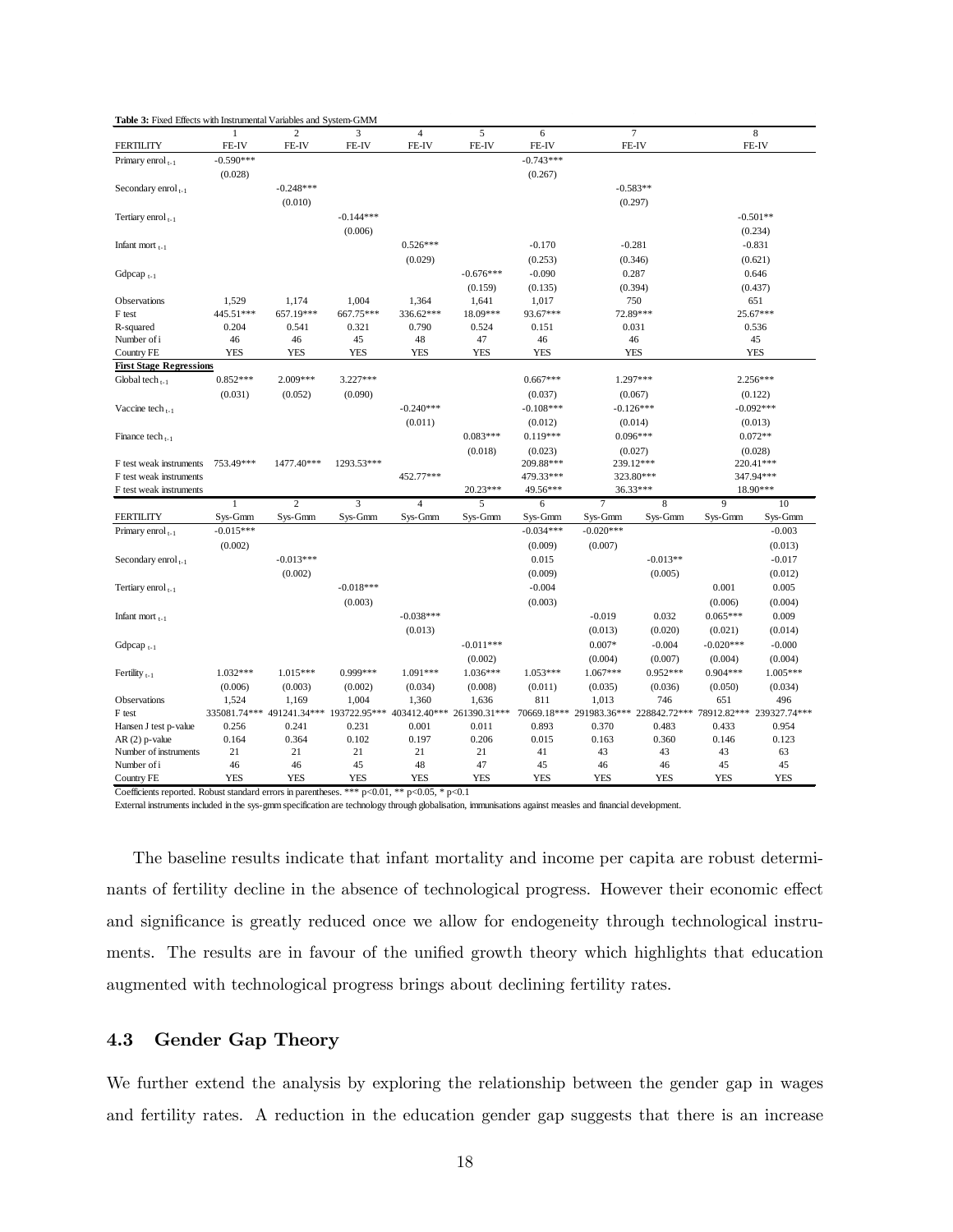**Table 3:** Fixed Effects with Instrumental Variables and System-GMM

| | 1 | 2 | 3 | 4 | 5 | 6 | 7 | 8 |
|---|---|---|---|---|---|---|---|---|
| FERTILITY | FE-IV | FE-IV | FE-IV | FE-IV | FE-IV | FE-IV | FE-IV | FE-IV |
| Primary enrol $_{t-1}$ | -0.590*** | | | | | -0.743*** | | |
| | (0.028) | | | | | (0.267) | | |
| Secondary enrol $_{t-1}$ | | -0.248*** | | | | | -0.583** | |
| | | (0.010) | | | | | (0.297) | |
| Tertiary enrol $_{t-1}$ | | | -0.144*** | | | | | -0.501** |
| | | | (0.006) | | | | | (0.234) |
| Infant mort $_{t-1}$ | | | | 0.526*** | | -0.170 | -0.281 | -0.831 |
| | | | | (0.029) | | (0.253) | (0.346) | (0.621) |
| Gdpcap $_{t-1}$ | | | | | -0.676*** | -0.090 | 0.287 | 0.646 |
| | | | | | (0.159) | (0.135) | (0.394) | (0.437) |
| Observations | 1,529 | 1,174 | 1,004 | 1,364 | 1,641 | 1,017 | 750 | 651 |
| F test | 445.51*** | 657.19*** | 667.75*** | 336.62*** | 18.09*** | 93.67*** | 72.89*** | 25.67*** |
| R-squared | 0.204 | 0.541 | 0.321 | 0.790 | 0.524 | 0.151 | 0.031 | 0.536 |
| Number of i | 46 | 46 | 45 | 48 | 47 | 46 | 46 | 45 |
| Country FE | YES | YES | YES | YES | YES | YES | YES | YES |
| **First Stage Regressions** | | | | | | | | |
| Global tech $_{t-1}$ | 0.852*** | 2.009*** | 3.227*** | | | 0.667*** | 1.297*** | 2.256*** |
| | (0.031) | (0.052) | (0.090) | | | (0.037) | (0.067) | (0.122) |
| Vaccine tech $_{t-1}$ | | | | -0.240*** | | -0.108*** | -0.126*** | -0.092*** |
| | | | | (0.011) | | (0.012) | (0.014) | (0.013) |
| Finance tech $_{t-1}$ | | | | | 0.083*** | 0.119*** | 0.096*** | 0.072** |
| | | | | | (0.018) | (0.023) | (0.027) | (0.028) |
| F test weak instruments | 753.49*** | 1477.40*** | 1293.53*** | | | 209.88*** | 239.12*** | 220.41*** |
| F test weak instruments | | | | 452.77*** | | 479.33*** | 323.80*** | 347.94*** |
| F test weak instruments | | | | | 20.23*** | 49.56*** | 36.33*** | 18.90*** |

| | 1 | 2 | 3 | 4 | 5 | 6 | 7 | 8 | 9 | 10 |
|---|---|---|---|---|---|---|---|---|---|---|
| FERTILITY | Sys-Gmm | Sys-Gmm | Sys-Gmm | Sys-Gmm | Sys-Gmm | Sys-Gmm | Sys-Gmm | Sys-Gmm | Sys-Gmm | Sys-Gmm |
| Primary enrol $_{t-1}$ | -0.015*** | | | | | -0.034*** | -0.020*** | | | -0.003 |
| | (0.002) | | | | | (0.009) | (0.007) | | | (0.013) |
| Secondary enrol $_{t-1}$ | | -0.013*** | | | | 0.015 | | -0.013** | | -0.017 |
| | | (0.002) | | | | (0.009) | | (0.005) | | (0.012) |
| Tertiary enrol $_{t-1}$ | | | -0.018*** | | | -0.004 | | | 0.001 | 0.005 |
| | | | (0.003) | | | (0.003) | | | (0.006) | (0.004) |
| Infant mort $_{t-1}$ | | | | -0.038*** | | | -0.019 | 0.032 | 0.065*** | 0.009 |
| | | | | (0.013) | | | (0.013) | (0.020) | (0.021) | (0.014) |
| Gdpcap $_{t-1}$ | | | | | -0.011*** | | 0.007* | -0.004 | -0.020*** | -0.000 |
| | | | | | (0.002) | | (0.004) | (0.007) | (0.004) | (0.004) |
| Fertility $_{t-1}$ | 1.032*** | 1.015*** | 0.999*** | 1.091*** | 1.036*** | 1.053*** | 1.067*** | 0.952*** | 0.904*** | 1.005*** |
| | (0.006) | (0.003) | (0.002) | (0.034) | (0.008) | (0.011) | (0.035) | (0.036) | (0.050) | (0.034) |
| Observations | 1,524 | 1,169 | 1,004 | 1,360 | 1,636 | 811 | 1,013 | 746 | 651 | 496 |
| F test | 335081.74*** | 491241.34*** | 193722.95*** | 403412.40*** | 261390.31*** | 70669.18*** | 291983.36*** | 228842.72*** | 78912.82*** | 239327.74*** |
| Hansen J test p-value | 0.256 | 0.241 | 0.231 | 0.001 | 0.011 | 0.893 | 0.370 | 0.483 | 0.433 | 0.954 |
| AR (2) p-value | 0.164 | 0.364 | 0.102 | 0.197 | 0.206 | 0.015 | 0.163 | 0.360 | 0.146 | 0.123 |
| Number of instruments | 21 | 21 | 21 | 21 | 21 | 41 | 43 | 43 | 43 | 63 |
| Number of i | 46 | 46 | 45 | 48 | 47 | 45 | 46 | 46 | 45 | 45 |
| Country FE | YES | YES | YES | YES | YES | YES | YES | YES | YES | YES |

Coefficients reported. Robust standard errors in parentheses. *** p<0.01, ** p<0.05, * p<0.1

External instruments included in the sys-gmm specification are technology through globalisation, immunisations against measles and financial development.

The baseline results indicate that infant mortality and income per capita are robust determinants of fertility decline in the absence of technological progress. However their economic effect and significance is greatly reduced once we allow for endogeneity through technological instruments. The results are in favour of the unified growth theory which highlights that education augmented with technological progress brings about declining fertility rates.

### 4.3 Gender Gap Theory

We further extend the analysis by exploring the relationship between the gender gap in wages and fertility rates. A reduction in the education gender gap suggests that there is an increase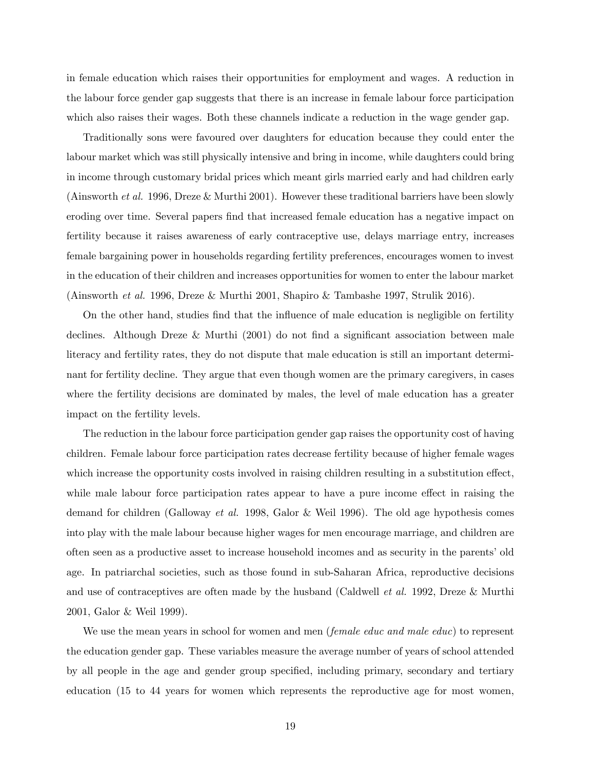in female education which raises their opportunities for employment and wages. A reduction in the labour force gender gap suggests that there is an increase in female labour force participation which also raises their wages. Both these channels indicate a reduction in the wage gender gap.

Traditionally sons were favoured over daughters for education because they could enter the labour market which was still physically intensive and bring in income, while daughters could bring in income through customary bridal prices which meant girls married early and had children early (Ainsworth *et al.* 1996, Dreze & Murthi 2001). However these traditional barriers have been slowly eroding over time. Several papers find that increased female education has a negative impact on fertility because it raises awareness of early contraceptive use, delays marriage entry, increases female bargaining power in households regarding fertility preferences, encourages women to invest in the education of their children and increases opportunities for women to enter the labour market (Ainsworth *et al.* 1996, Dreze & Murthi 2001, Shapiro & Tambashe 1997, Strulik 2016).

On the other hand, studies find that the influence of male education is negligible on fertility declines. Although Dreze & Murthi (2001) do not find a significant association between male literacy and fertility rates, they do not dispute that male education is still an important determinant for fertility decline. They argue that even though women are the primary caregivers, in cases where the fertility decisions are dominated by males, the level of male education has a greater impact on the fertility levels.

The reduction in the labour force participation gender gap raises the opportunity cost of having children. Female labour force participation rates decrease fertility because of higher female wages which increase the opportunity costs involved in raising children resulting in a substitution effect, while male labour force participation rates appear to have a pure income effect in raising the demand for children (Galloway *et al.* 1998, Galor & Weil 1996). The old age hypothesis comes into play with the male labour because higher wages for men encourage marriage, and children are often seen as a productive asset to increase household incomes and as security in the parents' old age. In patriarchal societies, such as those found in sub-Saharan Africa, reproductive decisions and use of contraceptives are often made by the husband (Caldwell *et al.* 1992, Dreze & Murthi 2001, Galor & Weil 1999).

We use the mean years in school for women and men (*female educ and male educ*) to represent the education gender gap. These variables measure the average number of years of school attended by all people in the age and gender group specified, including primary, secondary and tertiary education (15 to 44 years for women which represents the reproductive age for most women,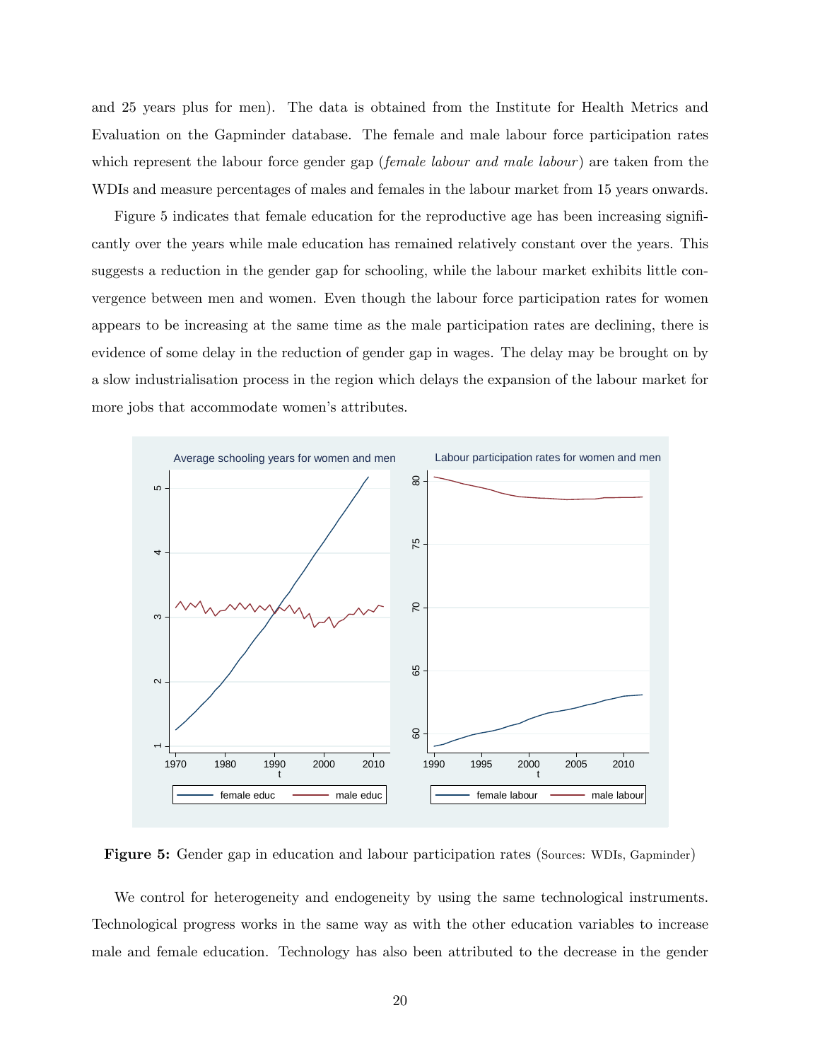and 25 years plus for men). The data is obtained from the Institute for Health Metrics and Evaluation on the Gapminder database. The female and male labour force participation rates which represent the labour force gender gap (*female labour and male labour*) are taken from the WDIs and measure percentages of males and females in the labour market from 15 years onwards.

Figure 5 indicates that female education for the reproductive age has been increasing significantly over the years while male education has remained relatively constant over the years. This suggests a reduction in the gender gap for schooling, while the labour market exhibits little convergence between men and women. Even though the labour force participation rates for women appears to be increasing at the same time as the male participation rates are declining, there is evidence of some delay in the reduction of gender gap in wages. The delay may be brought on by a slow industrialisation process in the region which delays the expansion of the labour market for more jobs that accommodate women's attributes.

**Figure 5:** Gender gap in education and labour participation rates (Sources: WDIs, Gapminder)

We control for heterogeneity and endogeneity by using the same technological instruments. Technological progress works in the same way as with the other education variables to increase male and female education. Technology has also been attributed to the decrease in the gender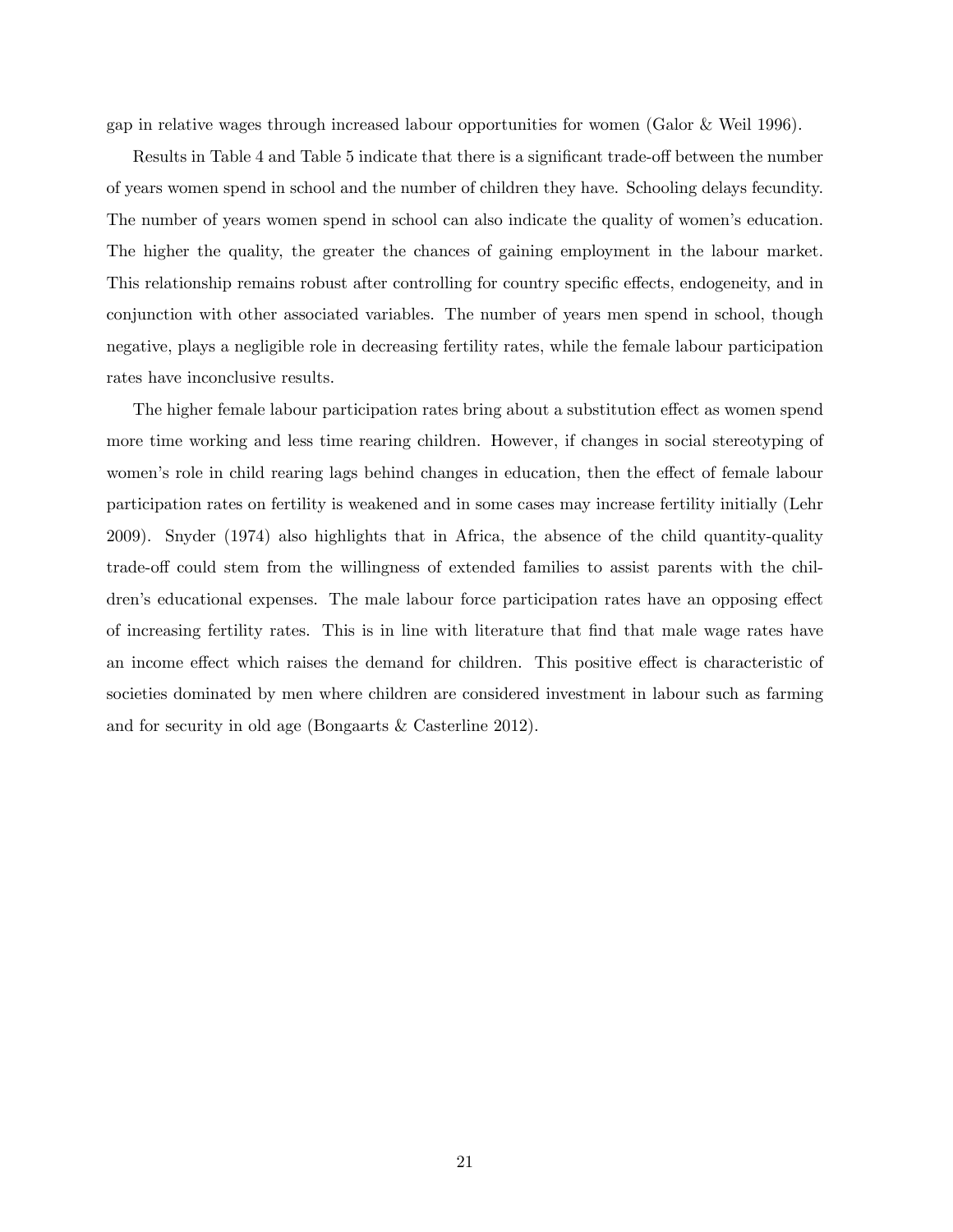gap in relative wages through increased labour opportunities for women (Galor & Weil 1996).

Results in Table 4 and Table 5 indicate that there is a significant trade-off between the number of years women spend in school and the number of children they have. Schooling delays fecundity. The number of years women spend in school can also indicate the quality of women's education. The higher the quality, the greater the chances of gaining employment in the labour market. This relationship remains robust after controlling for country specific effects, endogeneity, and in conjunction with other associated variables. The number of years men spend in school, though negative, plays a negligible role in decreasing fertility rates, while the female labour participation rates have inconclusive results.

The higher female labour participation rates bring about a substitution effect as women spend more time working and less time rearing children. However, if changes in social stereotyping of women's role in child rearing lags behind changes in education, then the effect of female labour participation rates on fertility is weakened and in some cases may increase fertility initially (Lehr 2009). Snyder (1974) also highlights that in Africa, the absence of the child quantity-quality trade-off could stem from the willingness of extended families to assist parents with the children's educational expenses. The male labour force participation rates have an opposing effect of increasing fertility rates. This is in line with literature that find that male wage rates have an income effect which raises the demand for children. This positive effect is characteristic of societies dominated by men where children are considered investment in labour such as farming and for security in old age (Bongaarts & Casterline 2012).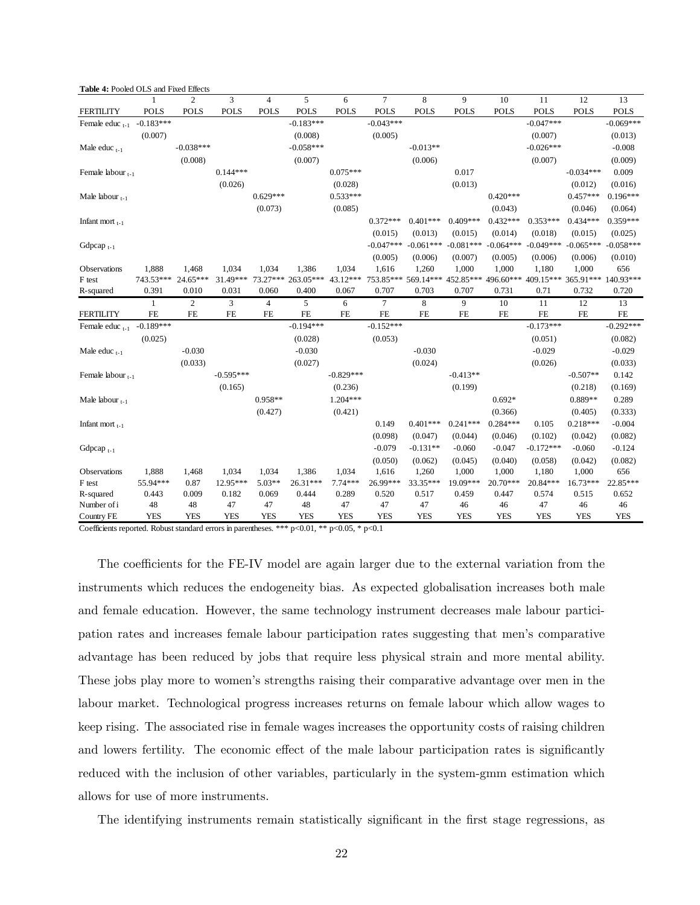**Table 4:** Pooled OLS and Fixed Effects

| | 1 | 2 | 3 | 4 | 5 | 6 | 7 | 8 | 9 | 10 | 11 | 12 | 13 |
|---|---|---|---|---|---|---|---|---|---|---|---|---|---|
| FERTILITY | POLS | POLS | POLS | POLS | POLS | POLS | POLS | POLS | POLS | POLS | POLS | POLS | POLS |
| Female educ $_{t-1}$ | -0.183*** | | | | -0.183*** | | -0.043*** | | | | -0.047*** | | -0.069*** |
| | (0.007) | | | | (0.008) | | (0.005) | | | | (0.007) | | (0.013) |
| Male educ $_{t-1}$ | | -0.038*** | | | -0.058*** | | | -0.013** | | | -0.026*** | | -0.008 |
| | | (0.008) | | | (0.007) | | | (0.006) | | | (0.007) | | (0.009) |
| Female labour $_{t-1}$ | | | 0.144*** | | | 0.075*** | | | 0.017 | | | -0.034*** | 0.009 |
| | | | (0.026) | | | (0.028) | | | (0.013) | | | (0.012) | (0.016) |
| Male labour $_{t-1}$ | | | | 0.629*** | | 0.533*** | | | | 0.420*** | | 0.457*** | 0.196*** |
| | | | | (0.073) | | (0.085) | | | | (0.043) | | (0.046) | (0.064) |
| Infant mort $_{t-1}$ | | | | | | | 0.372*** | 0.401*** | 0.409*** | 0.432*** | 0.353*** | 0.434*** | 0.359*** |
| | | | | | | | (0.015) | (0.013) | (0.015) | (0.014) | (0.018) | (0.015) | (0.025) |
| Gdpcap $_{t-1}$ | | | | | | | -0.047*** | -0.061*** | -0.081*** | -0.064*** | -0.049*** | -0.065*** | -0.058*** |
| | | | | | | | (0.005) | (0.006) | (0.007) | (0.005) | (0.006) | (0.006) | (0.010) |
| Observations | 1,888 | 1,468 | 1,034 | 1,034 | 1,386 | 1,034 | 1,616 | 1,260 | 1,000 | 1,000 | 1,180 | 1,000 | 656 |
| F test | 743.53*** | 24.65*** | 31.49*** | 73.27*** | 263.05*** | 43.12*** | 753.85*** | 569.14*** | 452.85*** | 496.60*** | 409.15*** | 365.91*** | 140.93*** |
| R-squared | 0.391 | 0.010 | 0.031 | 0.060 | 0.400 | 0.067 | 0.707 | 0.703 | 0.707 | 0.731 | 0.71 | 0.732 | 0.720 |
| | 1 | 2 | 3 | 4 | 5 | 6 | 7 | 8 | 9 | 10 | 11 | 12 | 13 |
| FERTILITY | FE | FE | FE | FE | FE | FE | FE | FE | FE | FE | FE | FE | FE |
| Female educ $_{t-1}$ | -0.189*** | | | | -0.194*** | | -0.152*** | | | | -0.173*** | | -0.292*** |
| | (0.025) | | | | (0.028) | | (0.053) | | | | (0.051) | | (0.082) |
| Male educ $_{t-1}$ | | -0.030 | | | -0.030 | | | -0.030 | | | -0.029 | | -0.029 |
| | | (0.033) | | | (0.027) | | | (0.024) | | | (0.026) | | (0.033) |
| Female labour $_{t-1}$ | | | -0.595*** | | | -0.829*** | | | -0.413** | | | -0.507** | 0.142 |
| | | | (0.165) | | | (0.236) | | | (0.199) | | | (0.218) | (0.169) |
| Male labour $_{t-1}$ | | | | 0.958** | | 1.204*** | | | | 0.692* | | 0.889** | 0.289 |
| | | | | (0.427) | | (0.421) | | | | (0.366) | | (0.405) | (0.333) |
| Infant mort $_{t-1}$ | | | | | | | 0.149 | 0.401*** | 0.241*** | 0.284*** | 0.105 | 0.218*** | -0.004 |
| | | | | | | | (0.098) | (0.047) | (0.044) | (0.046) | (0.102) | (0.042) | (0.082) |
| Gdpcap $_{t-1}$ | | | | | | | -0.079 | -0.131** | -0.060 | -0.047 | -0.172*** | -0.060 | -0.124 |
| | | | | | | | (0.050) | (0.062) | (0.045) | (0.040) | (0.058) | (0.042) | (0.082) |
| Observations | 1,888 | 1,468 | 1,034 | 1,034 | 1,386 | 1,034 | 1,616 | 1,260 | 1,000 | 1,000 | 1,180 | 1,000 | 656 |
| F test | 55.94*** | 0.87 | 12.95*** | 5.03** | 26.31*** | 7.74*** | 26.99*** | 33.35*** | 19.09*** | 20.70*** | 20.84*** | 16.73*** | 22.85*** |
| R-squared | 0.443 | 0.009 | 0.182 | 0.069 | 0.444 | 0.289 | 0.520 | 0.517 | 0.459 | 0.447 | 0.574 | 0.515 | 0.652 |
| Number of i | 48 | 48 | 47 | 47 | 48 | 47 | 47 | 47 | 46 | 46 | 47 | 46 | 46 |
| Country FE | YES | YES | YES | YES | YES | YES | YES | YES | YES | YES | YES | YES | YES |

Coefficients reported. Robust standard errors in parentheses. *** p<0.01, ** p<0.05, * p<0.1

The coefficients for the FE-IV model are again larger due to the external variation from the instruments which reduces the endogeneity bias. As expected globalisation increases both male and female education. However, the same technology instrument decreases male labour participation rates and increases female labour participation rates suggesting that men's comparative advantage has been reduced by jobs that require less physical strain and more mental ability. These jobs play more to women's strengths raising their comparative advantage over men in the labour market. Technological progress increases returns on female labour which allow wages to keep rising. The associated rise in female wages increases the opportunity costs of raising children and lowers fertility. The economic effect of the male labour participation rates is significantly reduced with the inclusion of other variables, particularly in the system-gmm estimation which allows for use of more instruments.

The identifying instruments remain statistically significant in the first stage regressions, as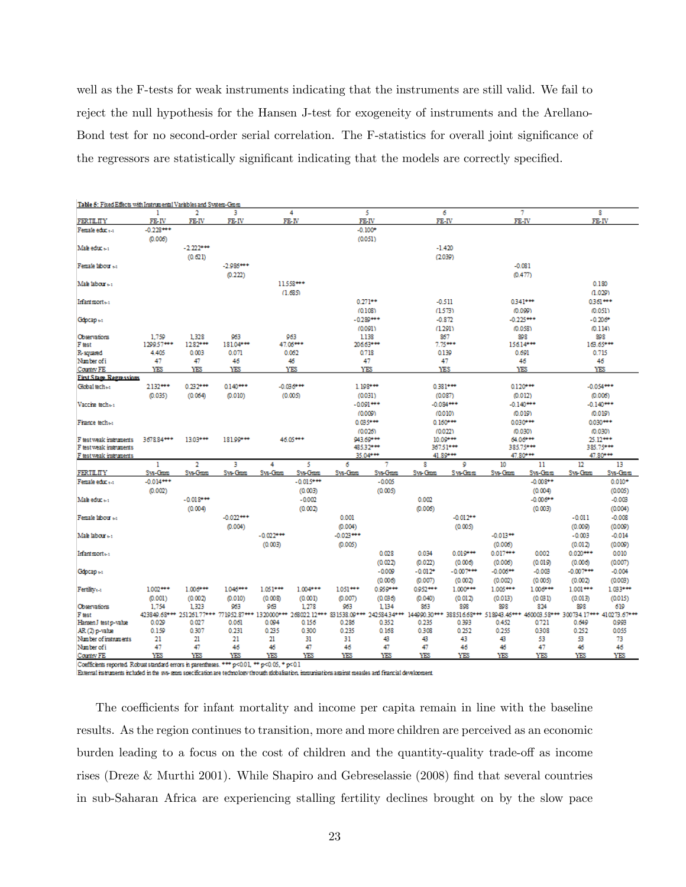well as the F-tests for weak instruments indicating that the instruments are still valid. We fail to reject the null hypothesis for the Hansen J-test for exogeneity of instruments and the Arellano-Bond test for no second-order serial correlation. The F-statistics for overall joint significance of the regressors are statistically significant indicating that the models are correctly specified.

**Table 5:** Fixed Effects with Instrumental Variables and System-Gmm

| | 1 | 2 | 3 | 4 | 5 | 6 | 7 | 8 |
|---|---|---|---|---|---|---|---|---|
| FERTILITY | FE-IV | FE-IV | FE-IV | FE-IV | FE-IV | FE-IV | FE-IV | FE-IV |
| Female educ $_{t-1}$ | -0.228*** | | | | -0.100* | | | |
| | (0.006) | | | | (0.051) | | | |
| Male educ $_{t-1}$ | | -2.222*** | | | | -1.420 | | |
| | | (0.621) | | | | (2.039) | | |
| Female labour $_{t-1}$ | | | -2.986*** | | | | -0.081 | |
| | | | (0.222) | | | | (0.477) | |
| Male labour $_{t-1}$ | | | | 11.558*** | | | | 0.180 |
| | | | | (1.685) | | | | (1.029) |
| Infant mort $_{t-1}$ | | | | | 0.271** | -0.511 | 0.341*** | 0.361*** |
| | | | | | (0.108) | (1.573) | (0.099) | (0.051) |
| Gdpcap $_{t-1}$ | | | | | -0.289*** | -0.872 | -0.225*** | -0.206* |
| | | | | | (0.091) | (1.291) | (0.058) | (0.114) |
| Observations | 1,759 | 1,328 | 963 | 963 | 1,138 | 867 | 898 | 898 |
| F test | 1299.57*** | 12.82*** | 181.04*** | 47.06*** | 206.63*** | 7.75*** | 156.14*** | 163.65*** |
| R-squared | 4.405 | 0.003 | 0.071 | 0.062 | 0.718 | 0.139 | 0.691 | 0.715 |
| Number of i | 47 | 47 | 46 | 46 | 47 | 47 | 46 | 46 |
| Country FE | YES | YES | YES | YES | YES | YES | YES | YES |
| **First Stage Regressions** | | | | | | | | |
| Global tech $_{t-1}$ | 2.132*** | 0.232*** | 0.140*** | -0.036*** | 1.198*** | 0.381*** | 0.120*** | -0.054*** |
| | (0.035) | (0.064) | (0.010) | (0.005) | (0.031) | (0.087) | (0.012) | (0.006) |
| Vaccine tech $_{t-1}$ | | | | | -0.091*** | -0.084*** | -0.140*** | -0.140*** |
| | | | | | (0.009) | (0.010) | (0.019) | (0.019) |
| Finance tech $_{t-1}$ | | | | | 0.035*** | 0.160*** | 0.030*** | 0.030*** |
| | | | | | (0.026) | (0.022) | (0.030) | (0.030) |
| F test weak instruments | 3678.84*** | 13.03*** | 181.99*** | 46.05*** | 943.69*** | 10.09*** | 64.06*** | 25.12*** |
| F test weak instruments | | | | | 485.32*** | 367.51*** | 385.75*** | 385.75*** |
| F test weak instruments | | | | | 35.04*** | 41.89*** | 47.80*** | 47.80*** |

| | 1 | 2 | 3 | 4 | 5 | 6 | 7 | 8 | 9 | 10 | 11 | 12 | 13 |
|---|---|---|---|---|---|---|---|---|---|---|---|---|---|
| FERTILITY | Sys-Gmm | Sys-Gmm | Sys-Gmm | Sys-Gmm | Sys-Gmm | Sys-Gmm | Sys-Gmm | Sys-Gmm | Sys-Gmm | Sys-Gmm | Sys-Gmm | Sys-Gmm | Sys-Gmm |
| Female educ $_{t-1}$ | -0.014*** | | | | -0.015*** | | -0.005 | | | | -0.008** | | 0.010* |
| | (0.002) | | | | (0.003) | | (0.005) | | | | (0.004) | | (0.005) |
| Male educ $_{t-1}$ | | -0.018*** | | | -0.002 | | | 0.002 | | | -0.006** | | -0.003 |
| | | (0.004) | | | (0.002) | | | (0.006) | | | (0.003) | | (0.004) |
| Female labour $_{t-1}$ | | | -0.022*** | | | 0.001 | | | -0.012** | | | -0.011 | -0.008 |
| | | | (0.004) | | | (0.004) | | | (0.005) | | | (0.009) | (0.009) |
| Male labour $_{t-1}$ | | | | -0.022*** | | -0.023*** | | | | -0.013** | | -0.003 | -0.014 |
| | | | | (0.003) | | (0.005) | | | | (0.006) | | (0.012) | (0.009) |
| Infant mort $_{t-1}$ | | | | | | | 0.028 | 0.034 | 0.019*** | 0.017*** | 0.002 | 0.020*** | 0.010 |
| | | | | | | | (0.022) | (0.022) | (0.006) | (0.006) | (0.019) | (0.006) | (0.007) |
| Gdpcap $_{t-1}$ | | | | | | | -0.009 | -0.012* | -0.007*** | -0.006** | -0.003 | -0.007*** | -0.004 |
| | | | | | | | (0.006) | (0.007) | (0.002) | (0.002) | (0.005) | (0.002) | (0.003) |
| Fertility $_{t-1}$ | 1.002*** | 1.006*** | 1.046*** | 1.051*** | 1.004*** | 1.051*** | 0.959*** | 0.952*** | 1.000*** | 1.005*** | 1.006*** | 1.001*** | 1.033*** |
| | (0.001) | (0.002) | (0.010) | (0.008) | (0.001) | (0.007) | (0.036) | (0.040) | (0.012) | (0.013) | (0.031) | (0.013) | (0.015) |
| Observations | 1,754 | 1,323 | 963 | 963 | 1,278 | 963 | 1,134 | 863 | 898 | 898 | 824 | 898 | 619 |
| F test | 423849.68*** | 251261.77*** | 771952.87*** | 1320000*** | 268022.12*** | 831538.09*** | 24258434*** | 144990.30*** | 388516.68*** | 518943.46*** | 460003.58*** | 300734.17*** | 410273.67*** |
| Hansen J test p-value | 0.029 | 0.027 | 0.061 | 0.094 | 0.156 | 0.286 | 0.352 | 0.235 | 0.393 | 0.452 | 0.721 | 0.649 | 0.993 |
| AR (2) p-value | 0.159 | 0.307 | 0.231 | 0.235 | 0.300 | 0.235 | 0.168 | 0.308 | 0.252 | 0.255 | 0.308 | 0.252 | 0.055 |
| Number of instruments | 21 | 21 | 21 | 21 | 31 | 31 | 43 | 43 | 43 | 43 | 53 | 53 | 73 |
| Number of i | 47 | 47 | 46 | 46 | 47 | 46 | 47 | 47 | 46 | 46 | 47 | 46 | 46 |
| Country FE | YES | YES | YES | YES | YES | YES | YES | YES | YES | YES | YES | YES | YES |

Coefficients reported. Robust standard errors in parentheses. *** p<0.01, ** p<0.05, * p<0.1

External instruments included in the sys-gmm specification are technology through globalisation, immunisations against measles and financial development

The coefficients for infant mortality and income per capita remain in line with the baseline results. As the region continues to transition, more and more children are perceived as an economic burden leading to a focus on the cost of children and the quantity-quality trade-off as income rises (Dreze & Murthi 2001). While Shapiro and Gebreselassie (2008) find that several countries in sub-Saharan Africa are experiencing stalling fertility declines brought on by the slow pace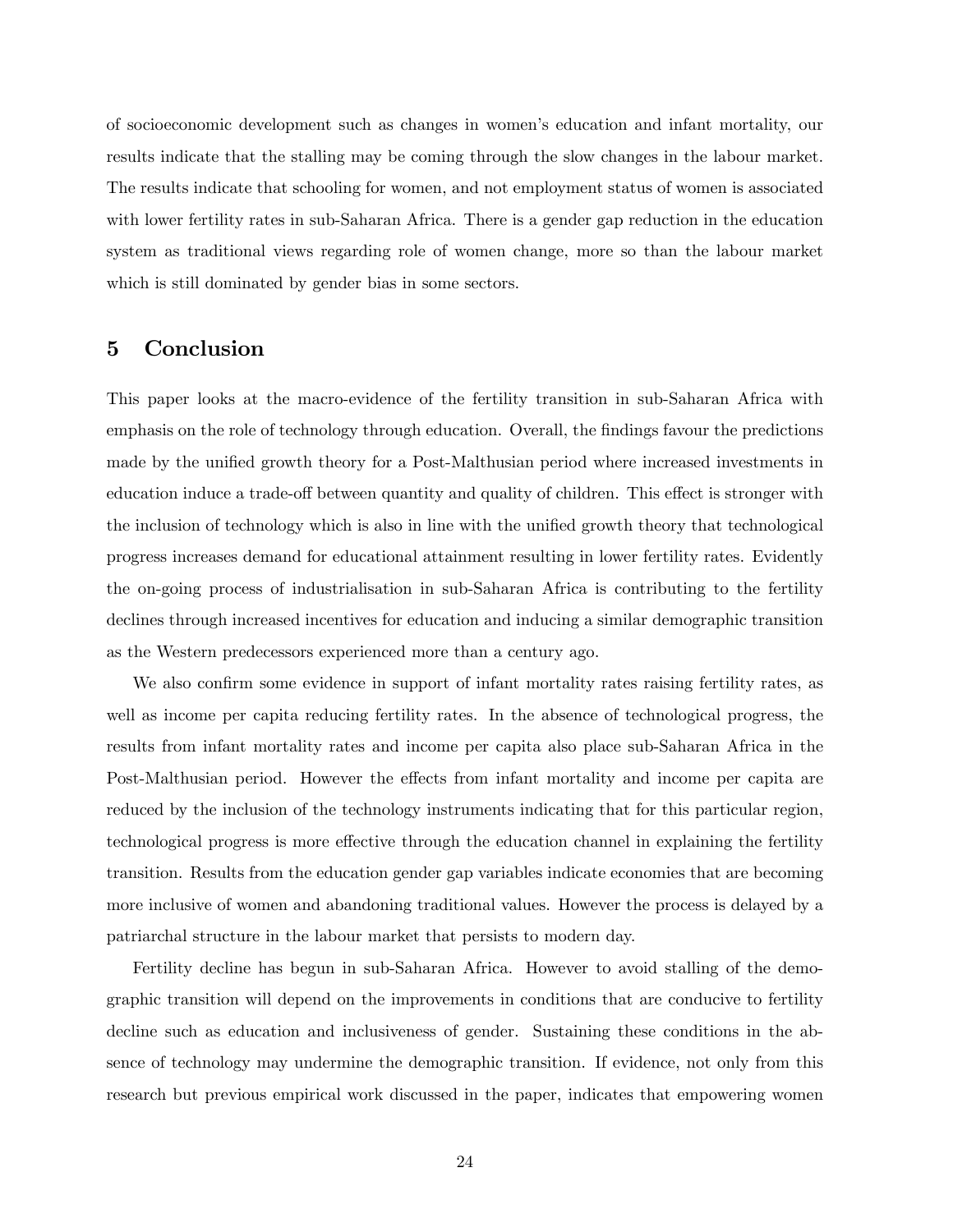of socioeconomic development such as changes in women's education and infant mortality, our results indicate that the stalling may be coming through the slow changes in the labour market. The results indicate that schooling for women, and not employment status of women is associated with lower fertility rates in sub-Saharan Africa. There is a gender gap reduction in the education system as traditional views regarding role of women change, more so than the labour market which is still dominated by gender bias in some sectors.

## 5 Conclusion

This paper looks at the macro-evidence of the fertility transition in sub-Saharan Africa with emphasis on the role of technology through education. Overall, the findings favour the predictions made by the unified growth theory for a Post-Malthusian period where increased investments in education induce a trade-off between quantity and quality of children. This effect is stronger with the inclusion of technology which is also in line with the unified growth theory that technological progress increases demand for educational attainment resulting in lower fertility rates. Evidently the on-going process of industrialisation in sub-Saharan Africa is contributing to the fertility declines through increased incentives for education and inducing a similar demographic transition as the Western predecessors experienced more than a century ago.

We also confirm some evidence in support of infant mortality rates raising fertility rates, as well as income per capita reducing fertility rates. In the absence of technological progress, the results from infant mortality rates and income per capita also place sub-Saharan Africa in the Post-Malthusian period. However the effects from infant mortality and income per capita are reduced by the inclusion of the technology instruments indicating that for this particular region, technological progress is more effective through the education channel in explaining the fertility transition. Results from the education gender gap variables indicate economies that are becoming more inclusive of women and abandoning traditional values. However the process is delayed by a patriarchal structure in the labour market that persists to modern day.

Fertility decline has begun in sub-Saharan Africa. However to avoid stalling of the demographic transition will depend on the improvements in conditions that are conducive to fertility decline such as education and inclusiveness of gender. Sustaining these conditions in the absence of technology may undermine the demographic transition. If evidence, not only from this research but previous empirical work discussed in the paper, indicates that empowering women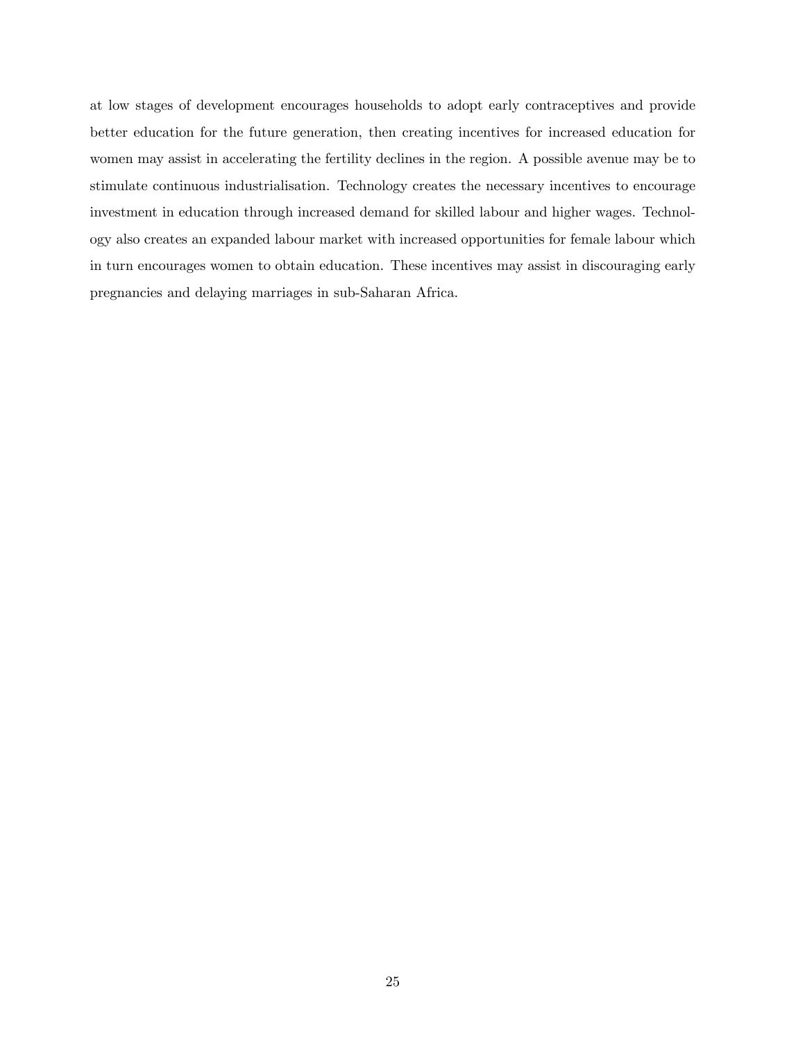at low stages of development encourages households to adopt early contraceptives and provide better education for the future generation, then creating incentives for increased education for women may assist in accelerating the fertility declines in the region. A possible avenue may be to stimulate continuous industrialisation. Technology creates the necessary incentives to encourage investment in education through increased demand for skilled labour and higher wages. Technology also creates an expanded labour market with increased opportunities for female labour which in turn encourages women to obtain education. These incentives may assist in discouraging early pregnancies and delaying marriages in sub-Saharan Africa.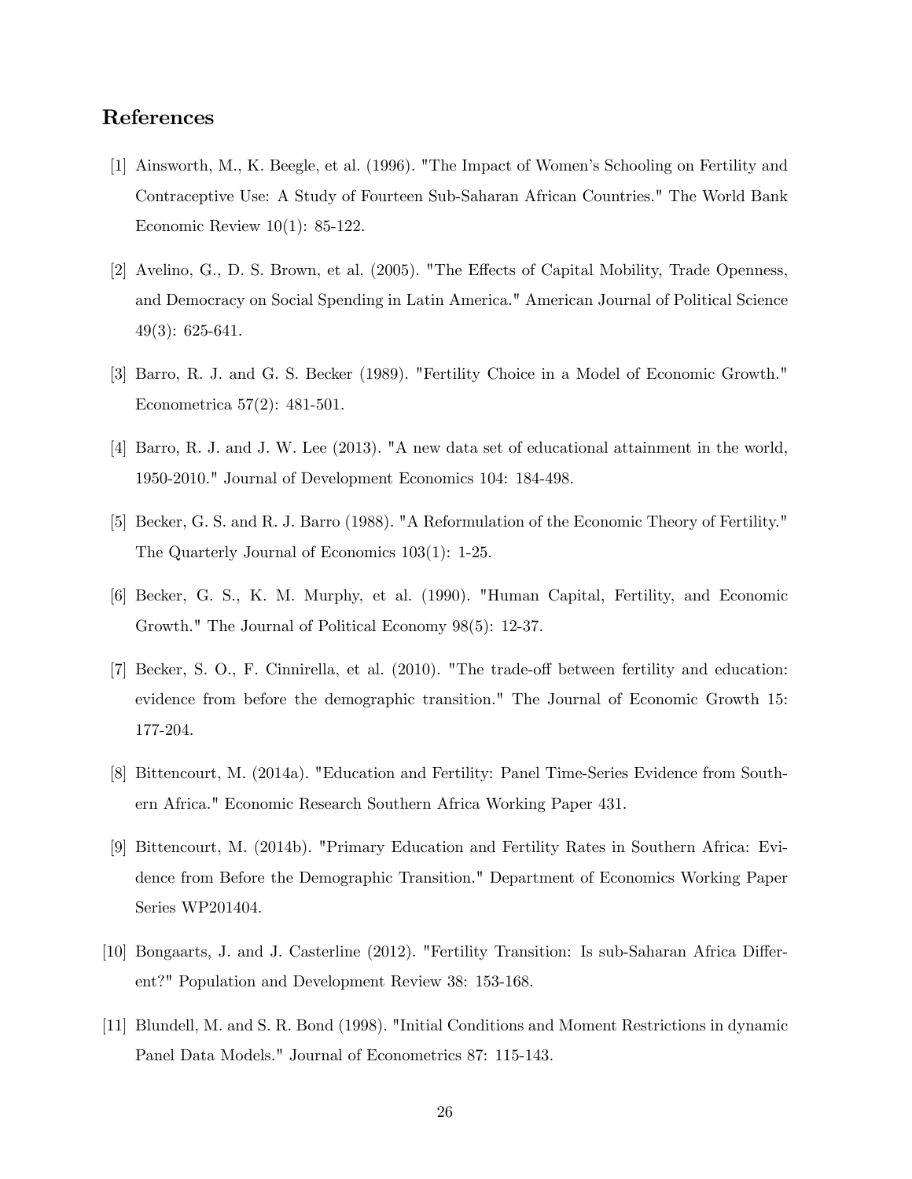## References

[1] Ainsworth, M., K. Beegle, et al. (1996). "The Impact of Women's Schooling on Fertility and Contraceptive Use: A Study of Fourteen Sub-Saharan African Countries." The World Bank Economic Review 10(1): 85-122.

[2] Avelino, G., D. S. Brown, et al. (2005). "The Effects of Capital Mobility, Trade Openness, and Democracy on Social Spending in Latin America." American Journal of Political Science 49(3): 625-641.

[3] Barro, R. J. and G. S. Becker (1989). "Fertility Choice in a Model of Economic Growth." Econometrica 57(2): 481-501.

[4] Barro, R. J. and J. W. Lee (2013). "A new data set of educational attainment in the world, 1950-2010." Journal of Development Economics 104: 184-498.

[5] Becker, G. S. and R. J. Barro (1988). "A Reformulation of the Economic Theory of Fertility." The Quarterly Journal of Economics 103(1): 1-25.

[6] Becker, G. S., K. M. Murphy, et al. (1990). "Human Capital, Fertility, and Economic Growth." The Journal of Political Economy 98(5): 12-37.

[7] Becker, S. O., F. Cinnirella, et al. (2010). "The trade-off between fertility and education: evidence from before the demographic transition." The Journal of Economic Growth 15: 177-204.

[8] Bittencourt, M. (2014a). "Education and Fertility: Panel Time-Series Evidence from Southern Africa." Economic Research Southern Africa Working Paper 431.

[9] Bittencourt, M. (2014b). "Primary Education and Fertility Rates in Southern Africa: Evidence from Before the Demographic Transition." Department of Economics Working Paper Series WP201404.

[10] Bongaarts, J. and J. Casterline (2012). "Fertility Transition: Is sub-Saharan Africa Different?" Population and Development Review 38: 153-168.

[11] Blundell, M. and S. R. Bond (1998). "Initial Conditions and Moment Restrictions in dynamic Panel Data Models." Journal of Econometrics 87: 115-143.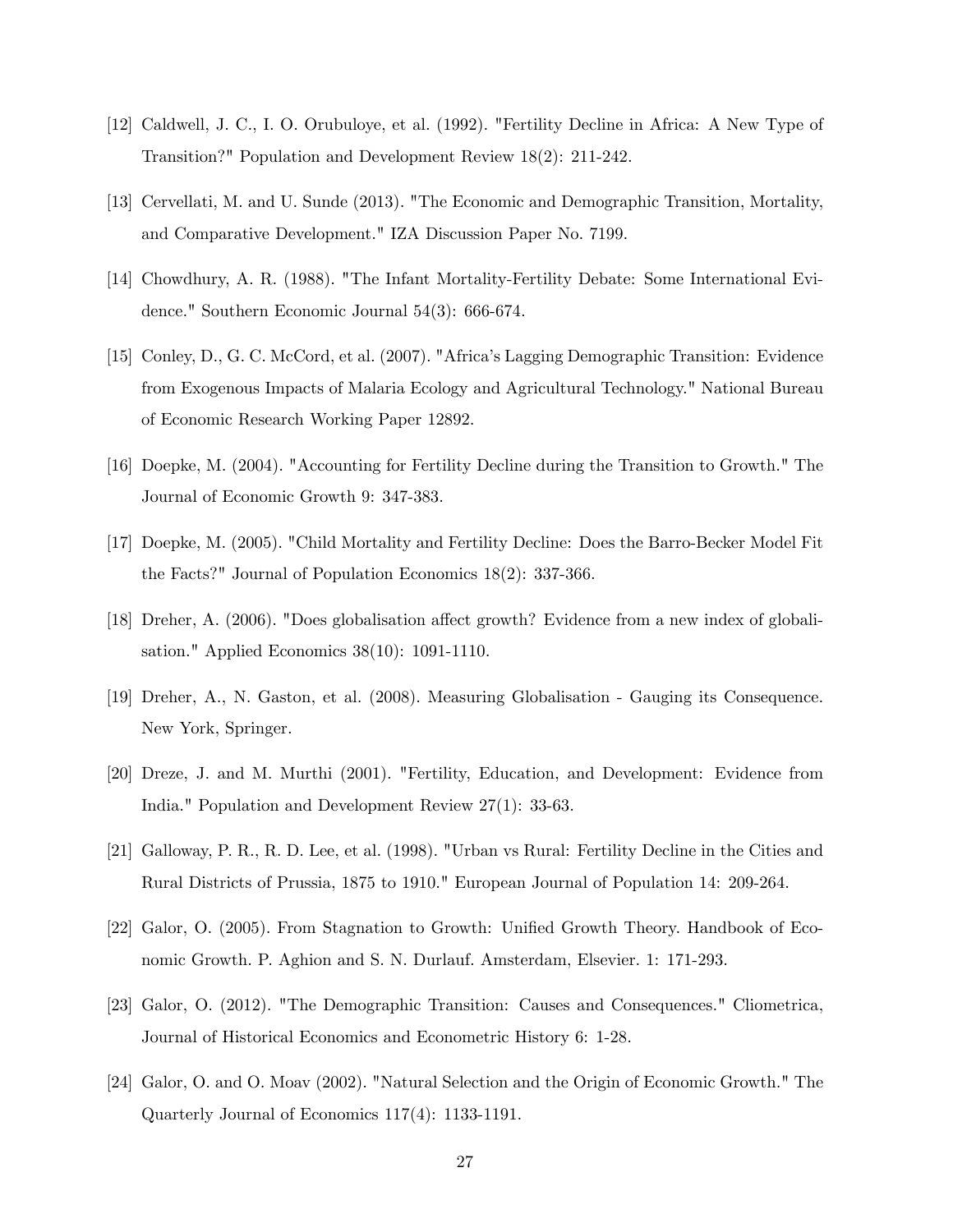[12] Caldwell, J. C., I. O. Orubuloye, et al. (1992). "Fertility Decline in Africa: A New Type of Transition?" Population and Development Review 18(2): 211-242.

[13] Cervellati, M. and U. Sunde (2013). "The Economic and Demographic Transition, Mortality, and Comparative Development." IZA Discussion Paper No. 7199.

[14] Chowdhury, A. R. (1988). "The Infant Mortality-Fertility Debate: Some International Evidence." Southern Economic Journal 54(3): 666-674.

[15] Conley, D., G. C. McCord, et al. (2007). "Africa's Lagging Demographic Transition: Evidence from Exogenous Impacts of Malaria Ecology and Agricultural Technology." National Bureau of Economic Research Working Paper 12892.

[16] Doepke, M. (2004). "Accounting for Fertility Decline during the Transition to Growth." The Journal of Economic Growth 9: 347-383.

[17] Doepke, M. (2005). "Child Mortality and Fertility Decline: Does the Barro-Becker Model Fit the Facts?" Journal of Population Economics 18(2): 337-366.

[18] Dreher, A. (2006). "Does globalisation affect growth? Evidence from a new index of globalisation." Applied Economics 38(10): 1091-1110.

[19] Dreher, A., N. Gaston, et al. (2008). Measuring Globalisation - Gauging its Consequence. New York, Springer.

[20] Dreze, J. and M. Murthi (2001). "Fertility, Education, and Development: Evidence from India." Population and Development Review 27(1): 33-63.

[21] Galloway, P. R., R. D. Lee, et al. (1998). "Urban vs Rural: Fertility Decline in the Cities and Rural Districts of Prussia, 1875 to 1910." European Journal of Population 14: 209-264.

[22] Galor, O. (2005). From Stagnation to Growth: Unified Growth Theory. Handbook of Economic Growth. P. Aghion and S. N. Durlauf. Amsterdam, Elsevier. 1: 171-293.

[23] Galor, O. (2012). "The Demographic Transition: Causes and Consequences." Cliometrica, Journal of Historical Economics and Econometric History 6: 1-28.

[24] Galor, O. and O. Moav (2002). "Natural Selection and the Origin of Economic Growth." The Quarterly Journal of Economics 117(4): 1133-1191.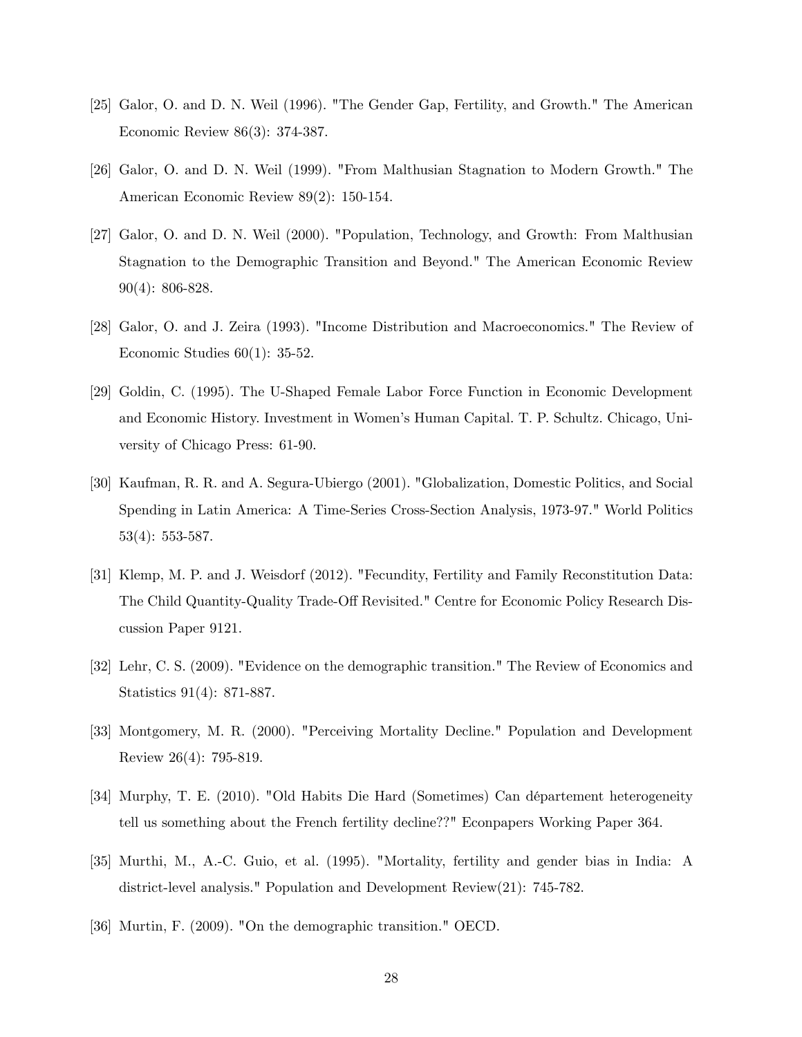[25] Galor, O. and D. N. Weil (1996). "The Gender Gap, Fertility, and Growth." The American Economic Review 86(3): 374-387.

[26] Galor, O. and D. N. Weil (1999). "From Malthusian Stagnation to Modern Growth." The American Economic Review 89(2): 150-154.

[27] Galor, O. and D. N. Weil (2000). "Population, Technology, and Growth: From Malthusian Stagnation to the Demographic Transition and Beyond." The American Economic Review 90(4): 806-828.

[28] Galor, O. and J. Zeira (1993). "Income Distribution and Macroeconomics." The Review of Economic Studies 60(1): 35-52.

[29] Goldin, C. (1995). The U-Shaped Female Labor Force Function in Economic Development and Economic History. Investment in Women's Human Capital. T. P. Schultz. Chicago, University of Chicago Press: 61-90.

[30] Kaufman, R. R. and A. Segura-Ubiergo (2001). "Globalization, Domestic Politics, and Social Spending in Latin America: A Time-Series Cross-Section Analysis, 1973-97." World Politics 53(4): 553-587.

[31] Klemp, M. P. and J. Weisdorf (2012). "Fecundity, Fertility and Family Reconstitution Data: The Child Quantity-Quality Trade-Off Revisited." Centre for Economic Policy Research Discussion Paper 9121.

[32] Lehr, C. S. (2009). "Evidence on the demographic transition." The Review of Economics and Statistics 91(4): 871-887.

[33] Montgomery, M. R. (2000). "Perceiving Mortality Decline." Population and Development Review 26(4): 795-819.

[34] Murphy, T. E. (2010). "Old Habits Die Hard (Sometimes) Can département heterogeneity tell us something about the French fertility decline??" Econpapers Working Paper 364.

[35] Murthi, M., A.-C. Guio, et al. (1995). "Mortality, fertility and gender bias in India: A district-level analysis." Population and Development Review(21): 745-782.

[36] Murtin, F. (2009). "On the demographic transition." OECD.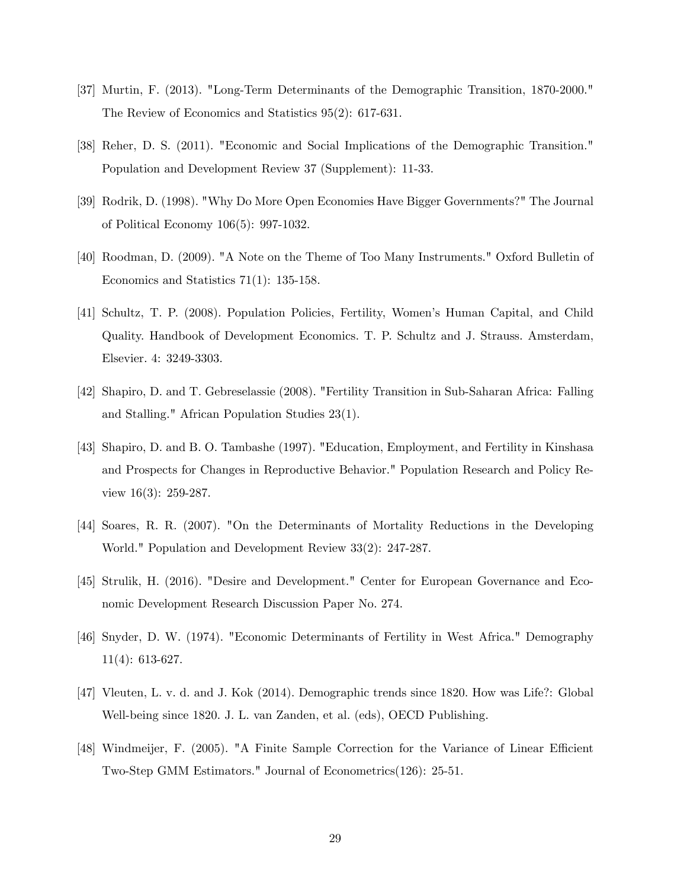[37] Murtin, F. (2013). "Long-Term Determinants of the Demographic Transition, 1870-2000." The Review of Economics and Statistics 95(2): 617-631.

[38] Reher, D. S. (2011). "Economic and Social Implications of the Demographic Transition." Population and Development Review 37 (Supplement): 11-33.

[39] Rodrik, D. (1998). "Why Do More Open Economies Have Bigger Governments?" The Journal of Political Economy 106(5): 997-1032.

[40] Roodman, D. (2009). "A Note on the Theme of Too Many Instruments." Oxford Bulletin of Economics and Statistics 71(1): 135-158.

[41] Schultz, T. P. (2008). Population Policies, Fertility, Women's Human Capital, and Child Quality. Handbook of Development Economics. T. P. Schultz and J. Strauss. Amsterdam, Elsevier. 4: 3249-3303.

[42] Shapiro, D. and T. Gebreselassie (2008). "Fertility Transition in Sub-Saharan Africa: Falling and Stalling." African Population Studies 23(1).

[43] Shapiro, D. and B. O. Tambashe (1997). "Education, Employment, and Fertility in Kinshasa and Prospects for Changes in Reproductive Behavior." Population Research and Policy Review 16(3): 259-287.

[44] Soares, R. R. (2007). "On the Determinants of Mortality Reductions in the Developing World." Population and Development Review 33(2): 247-287.

[45] Strulik, H. (2016). "Desire and Development." Center for European Governance and Economic Development Research Discussion Paper No. 274.

[46] Snyder, D. W. (1974). "Economic Determinants of Fertility in West Africa." Demography 11(4): 613-627.

[47] Vleuten, L. v. d. and J. Kok (2014). Demographic trends since 1820. How was Life?: Global Well-being since 1820. J. L. van Zanden, et al. (eds), OECD Publishing.

[48] Windmeijer, F. (2005). "A Finite Sample Correction for the Variance of Linear Efficient Two-Step GMM Estimators." Journal of Econometrics(126): 25-51.